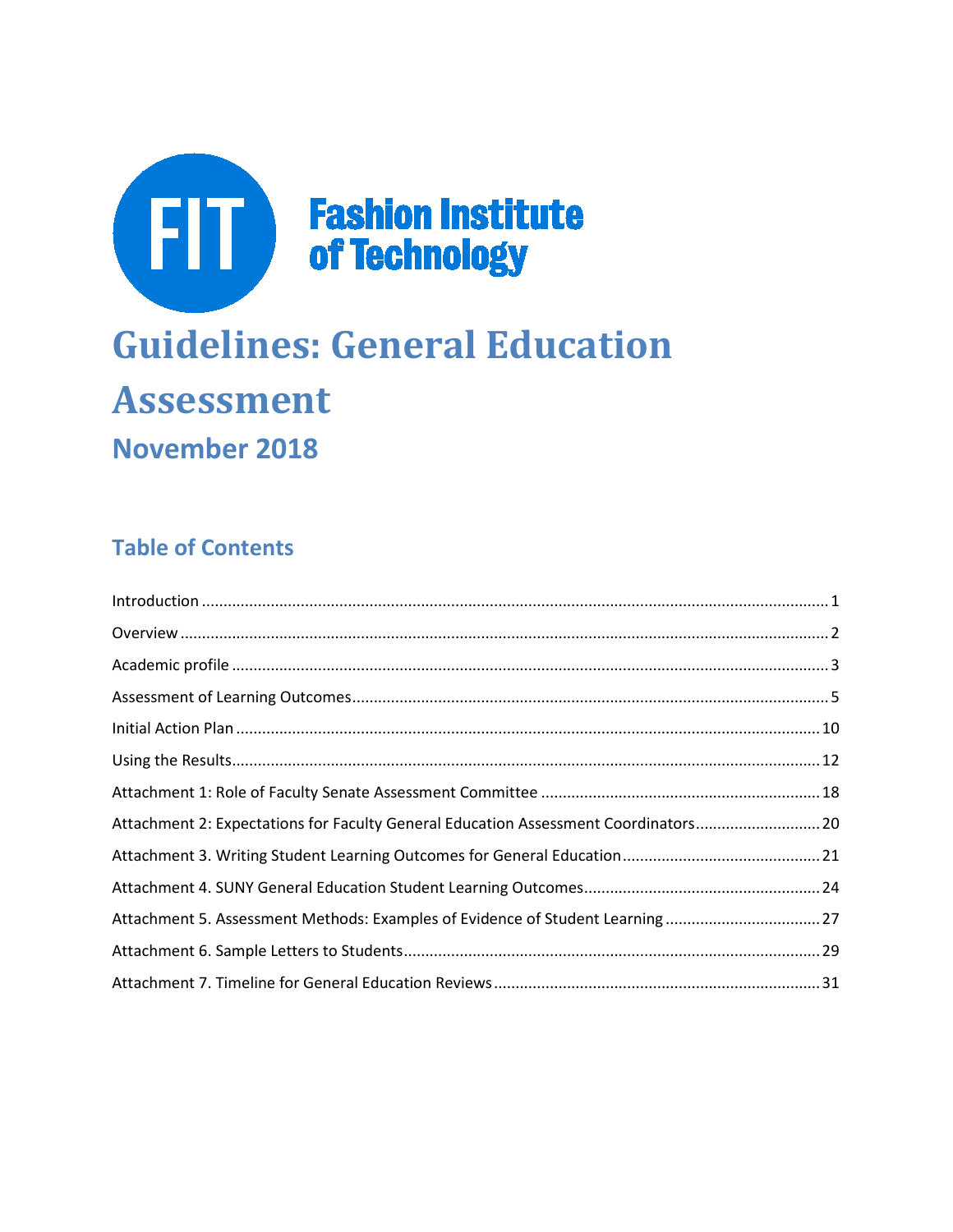Fashion Institute of Technology

# Guidelines: General Education Assessment

## November 2018

### Table of Contents

Introduction ..... 1

Overview ..... 2

Academic profile ..... 3

Assessment of Learning Outcomes ..... 5

Initial Action Plan ..... 10

Using the Results ..... 12

Attachment 1: Role of Faculty Senate Assessment Committee ..... 18

Attachment 2: Expectations for Faculty General Education Assessment Coordinators ..... 20

Attachment 3. Writing Student Learning Outcomes for General Education ..... 21

Attachment 4. SUNY General Education Student Learning Outcomes ..... 24

Attachment 5. Assessment Methods: Examples of Evidence of Student Learning ..... 27

Attachment 6. Sample Letters to Students ..... 29

Attachment 7. Timeline for General Education Reviews ..... 31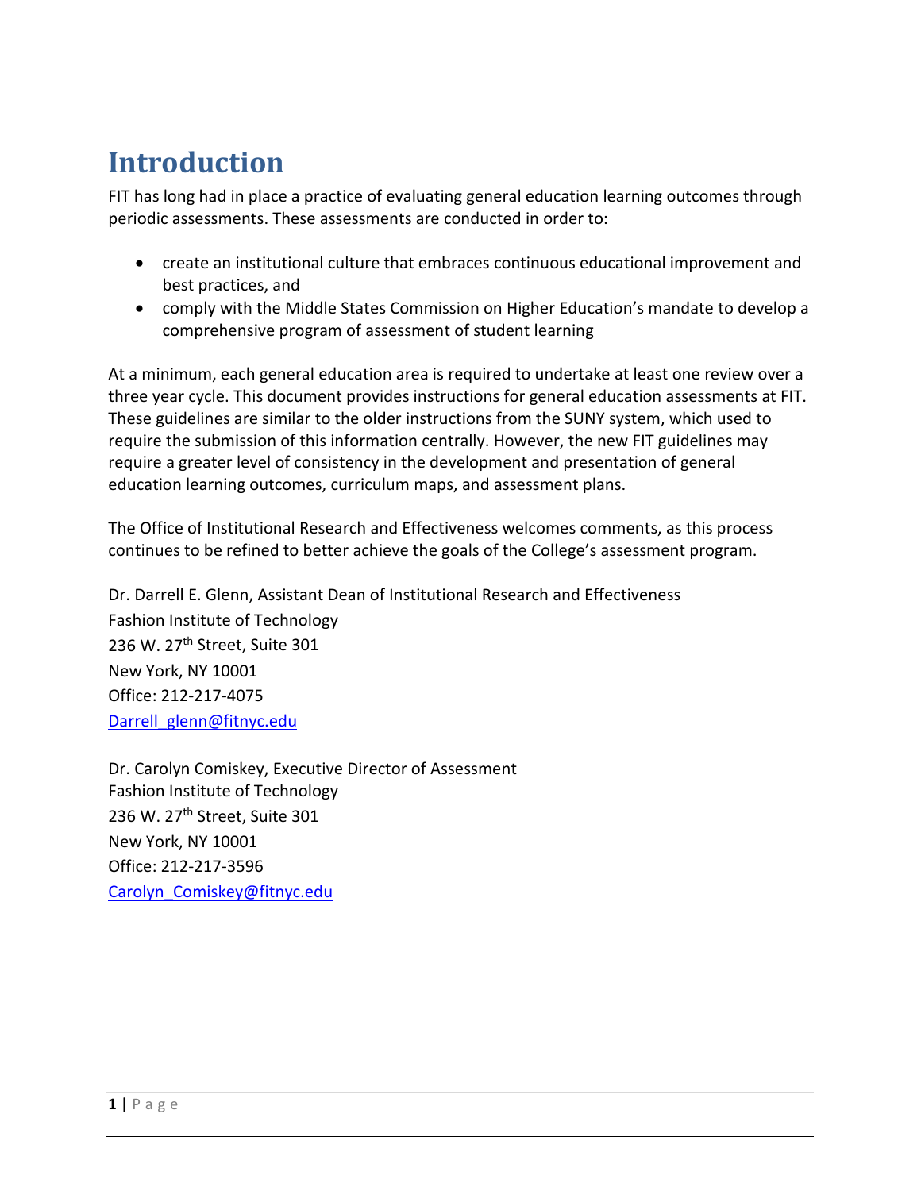# Introduction

FIT has long had in place a practice of evaluating general education learning outcomes through periodic assessments. These assessments are conducted in order to:

- create an institutional culture that embraces continuous educational improvement and best practices, and
- comply with the Middle States Commission on Higher Education's mandate to develop a comprehensive program of assessment of student learning

At a minimum, each general education area is required to undertake at least one review over a three year cycle. This document provides instructions for general education assessments at FIT. These guidelines are similar to the older instructions from the SUNY system, which used to require the submission of this information centrally. However, the new FIT guidelines may require a greater level of consistency in the development and presentation of general education learning outcomes, curriculum maps, and assessment plans.

The Office of Institutional Research and Effectiveness welcomes comments, as this process continues to be refined to better achieve the goals of the College's assessment program.

Dr. Darrell E. Glenn, Assistant Dean of Institutional Research and Effectiveness
Fashion Institute of Technology
236 W. 27th Street, Suite 301
New York, NY 10001
Office: 212-217-4075
Darrell_glenn@fitnyc.edu

Dr. Carolyn Comiskey, Executive Director of Assessment
Fashion Institute of Technology
236 W. 27th Street, Suite 301
New York, NY 10001
Office: 212-217-3596
Carolyn_Comiskey@fitnyc.edu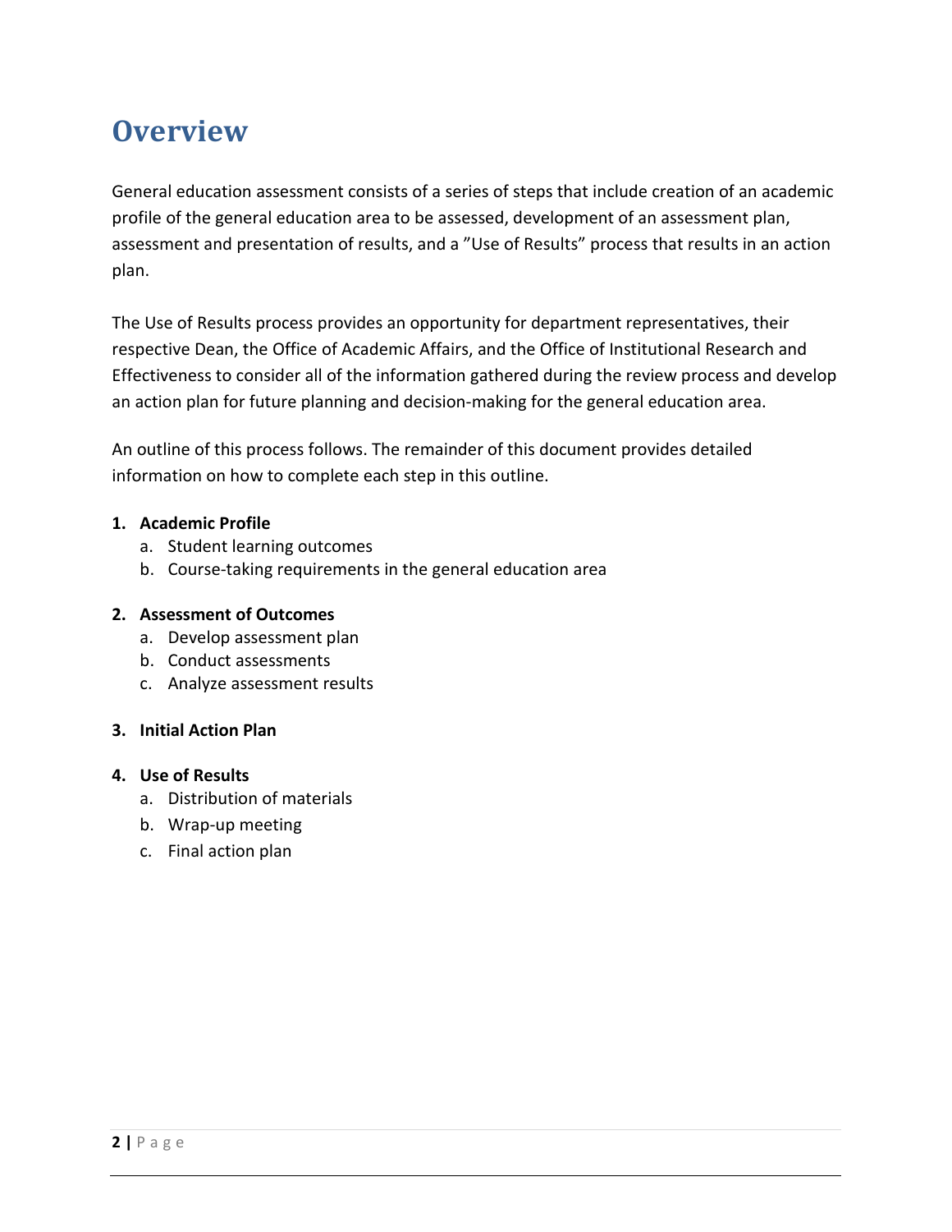# Overview

General education assessment consists of a series of steps that include creation of an academic profile of the general education area to be assessed, development of an assessment plan, assessment and presentation of results, and a "Use of Results" process that results in an action plan.

The Use of Results process provides an opportunity for department representatives, their respective Dean, the Office of Academic Affairs, and the Office of Institutional Research and Effectiveness to consider all of the information gathered during the review process and develop an action plan for future planning and decision-making for the general education area.

An outline of this process follows. The remainder of this document provides detailed information on how to complete each step in this outline.

1. **Academic Profile**
   a. Student learning outcomes
   b. Course-taking requirements in the general education area

2. **Assessment of Outcomes**
   a. Develop assessment plan
   b. Conduct assessments
   c. Analyze assessment results

3. **Initial Action Plan**

4. **Use of Results**
   a. Distribution of materials
   b. Wrap-up meeting
   c. Final action plan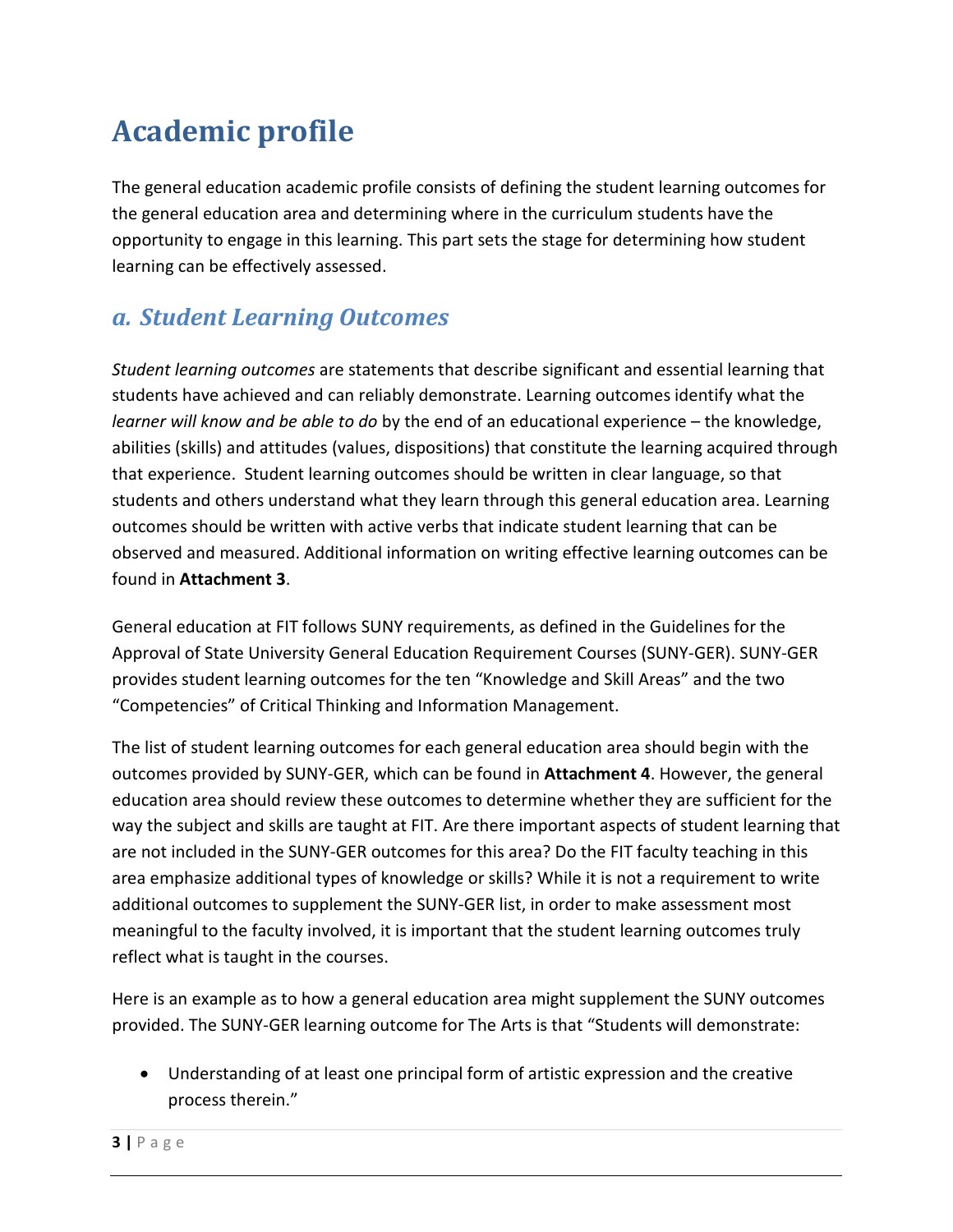# Academic profile

The general education academic profile consists of defining the student learning outcomes for the general education area and determining where in the curriculum students have the opportunity to engage in this learning. This part sets the stage for determining how student learning can be effectively assessed.

## *a. Student Learning Outcomes*

*Student learning outcomes* are statements that describe significant and essential learning that students have achieved and can reliably demonstrate. Learning outcomes identify what the *learner will know and be able to do* by the end of an educational experience – the knowledge, abilities (skills) and attitudes (values, dispositions) that constitute the learning acquired through that experience. Student learning outcomes should be written in clear language, so that students and others understand what they learn through this general education area. Learning outcomes should be written with active verbs that indicate student learning that can be observed and measured. Additional information on writing effective learning outcomes can be found in **Attachment 3**.

General education at FIT follows SUNY requirements, as defined in the Guidelines for the Approval of State University General Education Requirement Courses (SUNY-GER). SUNY-GER provides student learning outcomes for the ten "Knowledge and Skill Areas" and the two "Competencies" of Critical Thinking and Information Management.

The list of student learning outcomes for each general education area should begin with the outcomes provided by SUNY-GER, which can be found in **Attachment 4**. However, the general education area should review these outcomes to determine whether they are sufficient for the way the subject and skills are taught at FIT. Are there important aspects of student learning that are not included in the SUNY-GER outcomes for this area? Do the FIT faculty teaching in this area emphasize additional types of knowledge or skills? While it is not a requirement to write additional outcomes to supplement the SUNY-GER list, in order to make assessment most meaningful to the faculty involved, it is important that the student learning outcomes truly reflect what is taught in the courses.

Here is an example as to how a general education area might supplement the SUNY outcomes provided. The SUNY-GER learning outcome for The Arts is that "Students will demonstrate:

- Understanding of at least one principal form of artistic expression and the creative process therein."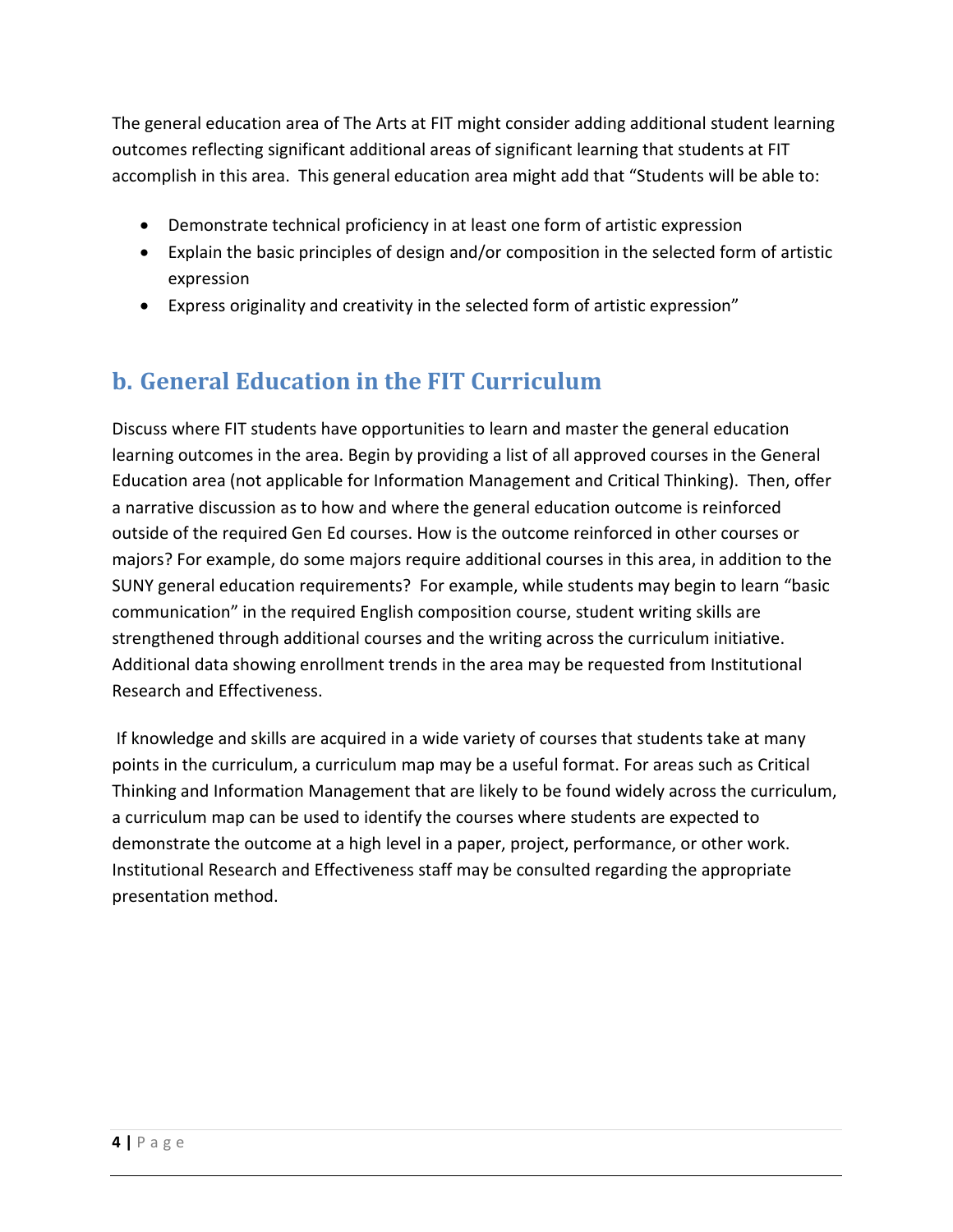The general education area of The Arts at FIT might consider adding additional student learning outcomes reflecting significant additional areas of significant learning that students at FIT accomplish in this area. This general education area might add that "Students will be able to:

- Demonstrate technical proficiency in at least one form of artistic expression
- Explain the basic principles of design and/or composition in the selected form of artistic expression
- Express originality and creativity in the selected form of artistic expression"

## b. General Education in the FIT Curriculum

Discuss where FIT students have opportunities to learn and master the general education learning outcomes in the area. Begin by providing a list of all approved courses in the General Education area (not applicable for Information Management and Critical Thinking). Then, offer a narrative discussion as to how and where the general education outcome is reinforced outside of the required Gen Ed courses. How is the outcome reinforced in other courses or majors? For example, do some majors require additional courses in this area, in addition to the SUNY general education requirements? For example, while students may begin to learn "basic communication" in the required English composition course, student writing skills are strengthened through additional courses and the writing across the curriculum initiative. Additional data showing enrollment trends in the area may be requested from Institutional Research and Effectiveness.

If knowledge and skills are acquired in a wide variety of courses that students take at many points in the curriculum, a curriculum map may be a useful format. For areas such as Critical Thinking and Information Management that are likely to be found widely across the curriculum, a curriculum map can be used to identify the courses where students are expected to demonstrate the outcome at a high level in a paper, project, performance, or other work. Institutional Research and Effectiveness staff may be consulted regarding the appropriate presentation method.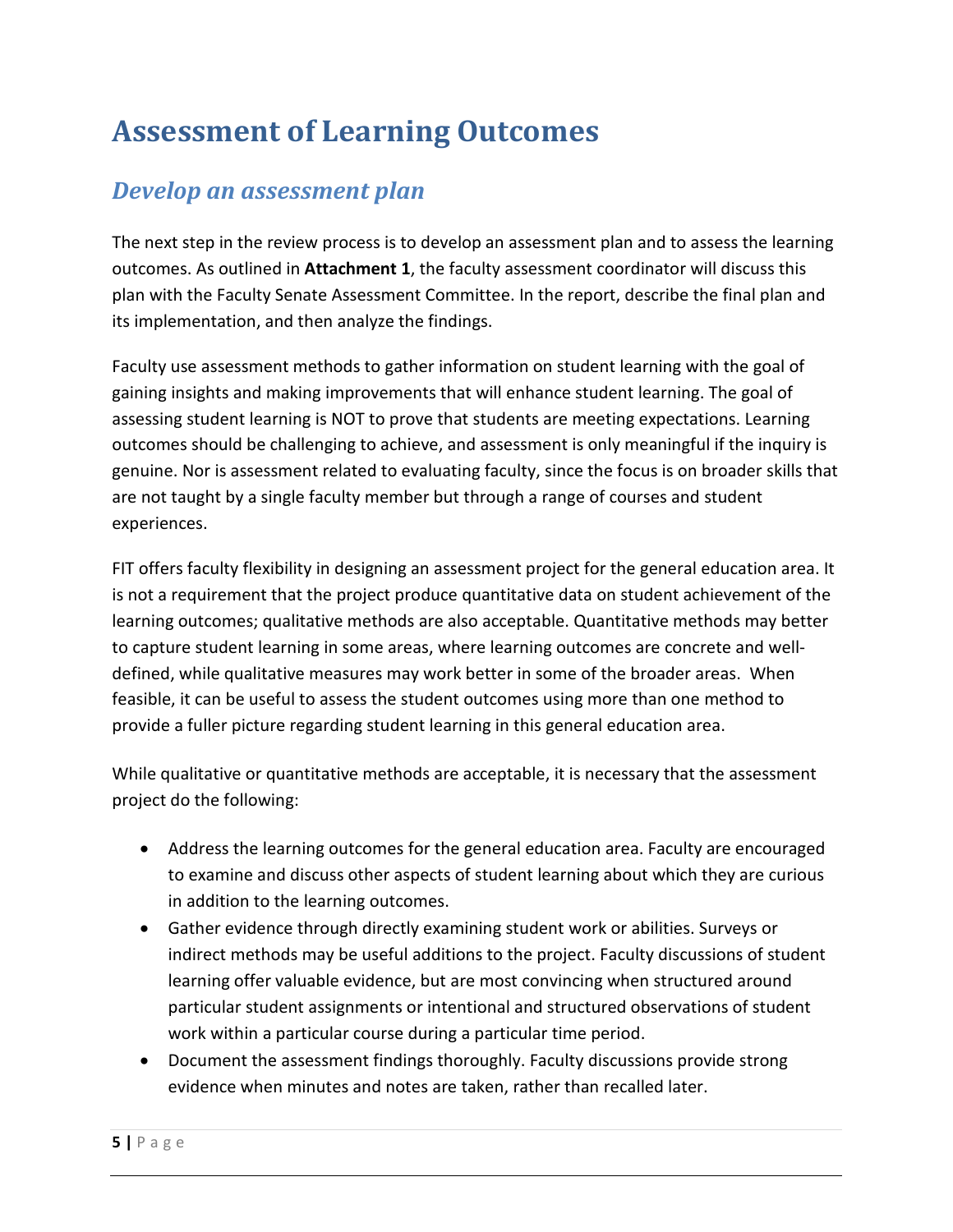# Assessment of Learning Outcomes

## *Develop an assessment plan*

The next step in the review process is to develop an assessment plan and to assess the learning outcomes. As outlined in **Attachment 1**, the faculty assessment coordinator will discuss this plan with the Faculty Senate Assessment Committee. In the report, describe the final plan and its implementation, and then analyze the findings.

Faculty use assessment methods to gather information on student learning with the goal of gaining insights and making improvements that will enhance student learning. The goal of assessing student learning is NOT to prove that students are meeting expectations. Learning outcomes should be challenging to achieve, and assessment is only meaningful if the inquiry is genuine. Nor is assessment related to evaluating faculty, since the focus is on broader skills that are not taught by a single faculty member but through a range of courses and student experiences.

FIT offers faculty flexibility in designing an assessment project for the general education area. It is not a requirement that the project produce quantitative data on student achievement of the learning outcomes; qualitative methods are also acceptable. Quantitative methods may better to capture student learning in some areas, where learning outcomes are concrete and well-defined, while qualitative measures may work better in some of the broader areas. When feasible, it can be useful to assess the student outcomes using more than one method to provide a fuller picture regarding student learning in this general education area.

While qualitative or quantitative methods are acceptable, it is necessary that the assessment project do the following:

- Address the learning outcomes for the general education area. Faculty are encouraged to examine and discuss other aspects of student learning about which they are curious in addition to the learning outcomes.
- Gather evidence through directly examining student work or abilities. Surveys or indirect methods may be useful additions to the project. Faculty discussions of student learning offer valuable evidence, but are most convincing when structured around particular student assignments or intentional and structured observations of student work within a particular course during a particular time period.
- Document the assessment findings thoroughly. Faculty discussions provide strong evidence when minutes and notes are taken, rather than recalled later.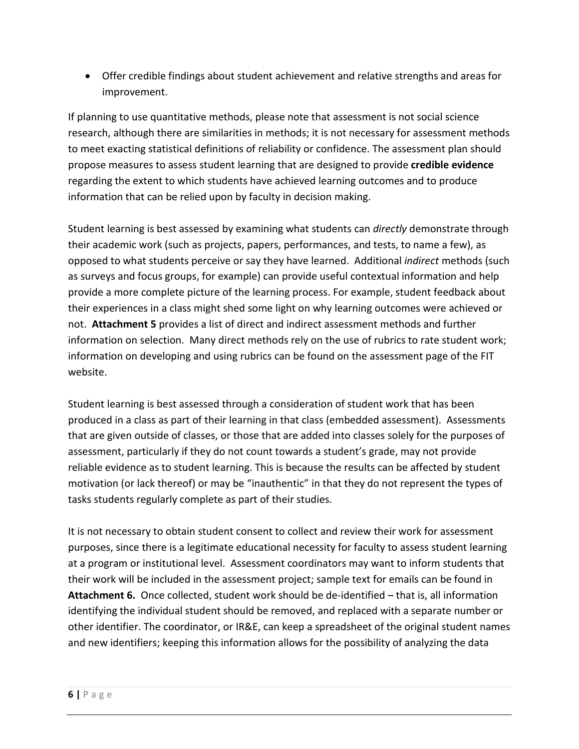- Offer credible findings about student achievement and relative strengths and areas for improvement.

If planning to use quantitative methods, please note that assessment is not social science research, although there are similarities in methods; it is not necessary for assessment methods to meet exacting statistical definitions of reliability or confidence. The assessment plan should propose measures to assess student learning that are designed to provide **credible evidence** regarding the extent to which students have achieved learning outcomes and to produce information that can be relied upon by faculty in decision making.

Student learning is best assessed by examining what students can *directly* demonstrate through their academic work (such as projects, papers, performances, and tests, to name a few), as opposed to what students perceive or say they have learned. Additional *indirect* methods (such as surveys and focus groups, for example) can provide useful contextual information and help provide a more complete picture of the learning process. For example, student feedback about their experiences in a class might shed some light on why learning outcomes were achieved or not. **Attachment 5** provides a list of direct and indirect assessment methods and further information on selection. Many direct methods rely on the use of rubrics to rate student work; information on developing and using rubrics can be found on the assessment page of the FIT website.

Student learning is best assessed through a consideration of student work that has been produced in a class as part of their learning in that class (embedded assessment). Assessments that are given outside of classes, or those that are added into classes solely for the purposes of assessment, particularly if they do not count towards a student's grade, may not provide reliable evidence as to student learning. This is because the results can be affected by student motivation (or lack thereof) or may be "inauthentic" in that they do not represent the types of tasks students regularly complete as part of their studies.

It is not necessary to obtain student consent to collect and review their work for assessment purposes, since there is a legitimate educational necessity for faculty to assess student learning at a program or institutional level. Assessment coordinators may want to inform students that their work will be included in the assessment project; sample text for emails can be found in **Attachment 6.** Once collected, student work should be de-identified – that is, all information identifying the individual student should be removed, and replaced with a separate number or other identifier. The coordinator, or IR&E, can keep a spreadsheet of the original student names and new identifiers; keeping this information allows for the possibility of analyzing the data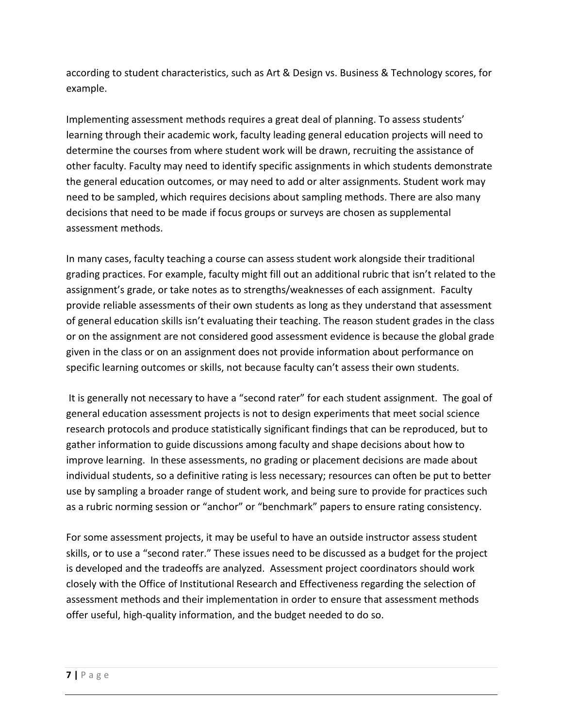according to student characteristics, such as Art & Design vs. Business & Technology scores, for example.

Implementing assessment methods requires a great deal of planning. To assess students' learning through their academic work, faculty leading general education projects will need to determine the courses from where student work will be drawn, recruiting the assistance of other faculty. Faculty may need to identify specific assignments in which students demonstrate the general education outcomes, or may need to add or alter assignments. Student work may need to be sampled, which requires decisions about sampling methods. There are also many decisions that need to be made if focus groups or surveys are chosen as supplemental assessment methods.

In many cases, faculty teaching a course can assess student work alongside their traditional grading practices. For example, faculty might fill out an additional rubric that isn't related to the assignment's grade, or take notes as to strengths/weaknesses of each assignment. Faculty provide reliable assessments of their own students as long as they understand that assessment of general education skills isn't evaluating their teaching. The reason student grades in the class or on the assignment are not considered good assessment evidence is because the global grade given in the class or on an assignment does not provide information about performance on specific learning outcomes or skills, not because faculty can't assess their own students.

It is generally not necessary to have a "second rater" for each student assignment. The goal of general education assessment projects is not to design experiments that meet social science research protocols and produce statistically significant findings that can be reproduced, but to gather information to guide discussions among faculty and shape decisions about how to improve learning. In these assessments, no grading or placement decisions are made about individual students, so a definitive rating is less necessary; resources can often be put to better use by sampling a broader range of student work, and being sure to provide for practices such as a rubric norming session or "anchor" or "benchmark" papers to ensure rating consistency.

For some assessment projects, it may be useful to have an outside instructor assess student skills, or to use a "second rater." These issues need to be discussed as a budget for the project is developed and the tradeoffs are analyzed. Assessment project coordinators should work closely with the Office of Institutional Research and Effectiveness regarding the selection of assessment methods and their implementation in order to ensure that assessment methods offer useful, high-quality information, and the budget needed to do so.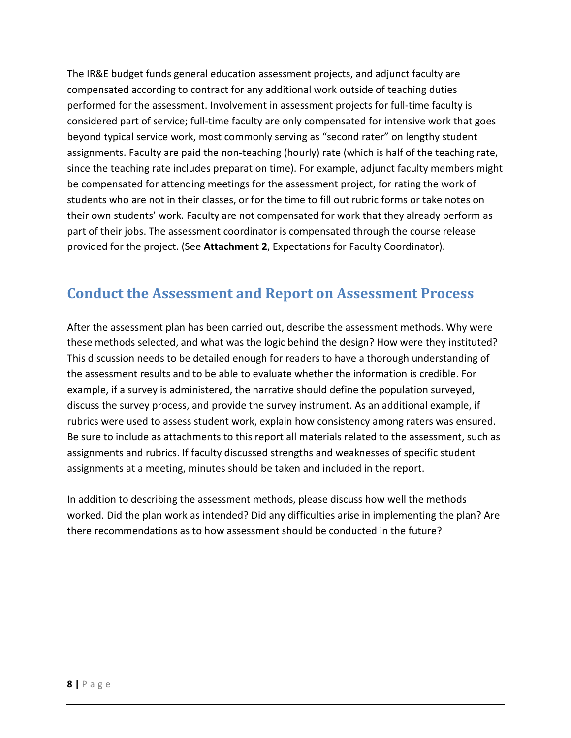The IR&E budget funds general education assessment projects, and adjunct faculty are compensated according to contract for any additional work outside of teaching duties performed for the assessment. Involvement in assessment projects for full-time faculty is considered part of service; full-time faculty are only compensated for intensive work that goes beyond typical service work, most commonly serving as "second rater" on lengthy student assignments. Faculty are paid the non-teaching (hourly) rate (which is half of the teaching rate, since the teaching rate includes preparation time). For example, adjunct faculty members might be compensated for attending meetings for the assessment project, for rating the work of students who are not in their classes, or for the time to fill out rubric forms or take notes on their own students' work. Faculty are not compensated for work that they already perform as part of their jobs. The assessment coordinator is compensated through the course release provided for the project. (See **Attachment 2**, Expectations for Faculty Coordinator).

## Conduct the Assessment and Report on Assessment Process

After the assessment plan has been carried out, describe the assessment methods. Why were these methods selected, and what was the logic behind the design? How were they instituted? This discussion needs to be detailed enough for readers to have a thorough understanding of the assessment results and to be able to evaluate whether the information is credible. For example, if a survey is administered, the narrative should define the population surveyed, discuss the survey process, and provide the survey instrument. As an additional example, if rubrics were used to assess student work, explain how consistency among raters was ensured. Be sure to include as attachments to this report all materials related to the assessment, such as assignments and rubrics. If faculty discussed strengths and weaknesses of specific student assignments at a meeting, minutes should be taken and included in the report.

In addition to describing the assessment methods, please discuss how well the methods worked. Did the plan work as intended? Did any difficulties arise in implementing the plan? Are there recommendations as to how assessment should be conducted in the future?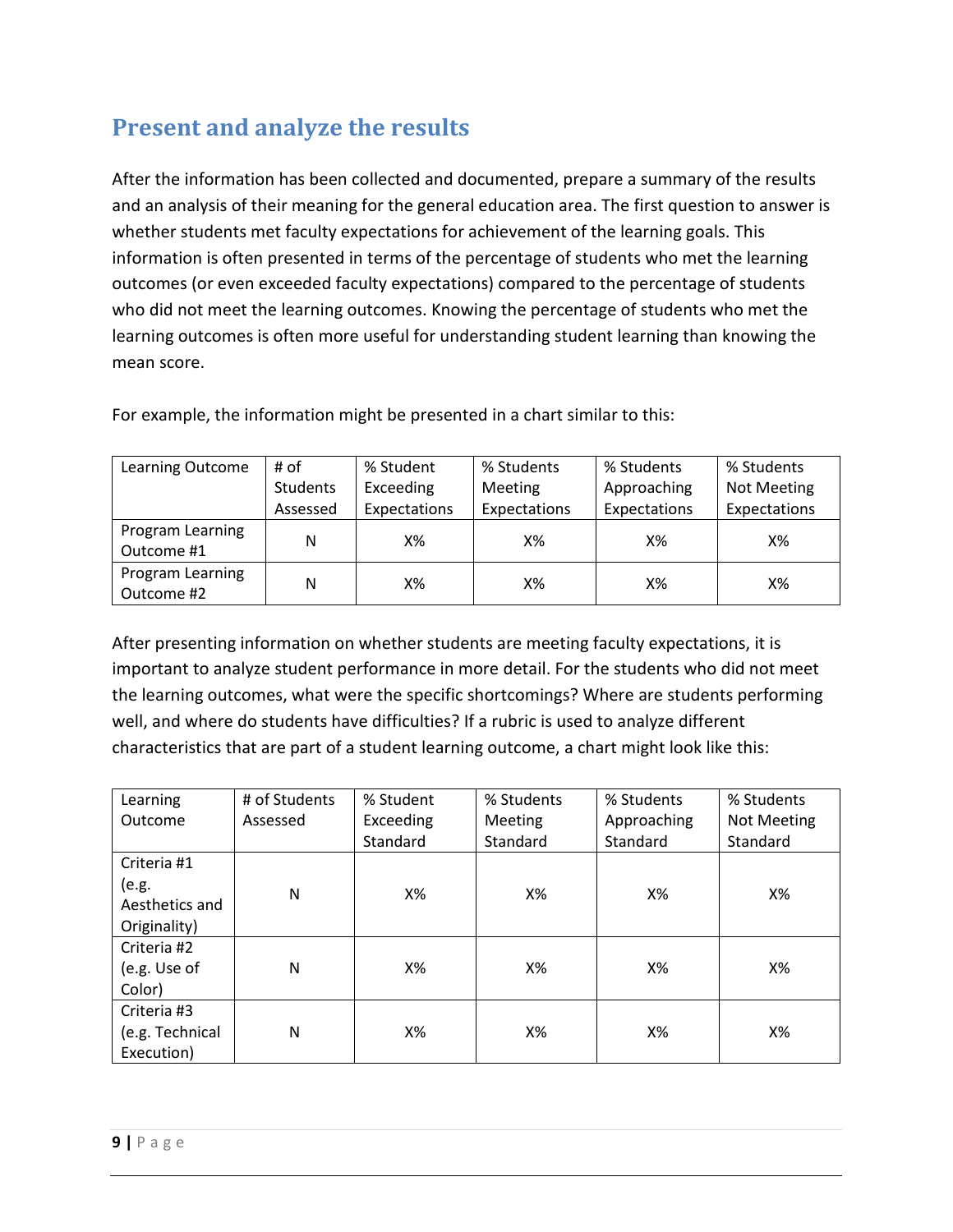## Present and analyze the results

After the information has been collected and documented, prepare a summary of the results and an analysis of their meaning for the general education area. The first question to answer is whether students met faculty expectations for achievement of the learning goals. This information is often presented in terms of the percentage of students who met the learning outcomes (or even exceeded faculty expectations) compared to the percentage of students who did not meet the learning outcomes. Knowing the percentage of students who met the learning outcomes is often more useful for understanding student learning than knowing the mean score.

For example, the information might be presented in a chart similar to this:

| Learning Outcome | # of Students Assessed | % Student Exceeding Expectations | % Students Meeting Expectations | % Students Approaching Expectations | % Students Not Meeting Expectations |
|---|---|---|---|---|---|
| Program Learning Outcome #1 | N | X% | X% | X% | X% |
| Program Learning Outcome #2 | N | X% | X% | X% | X% |

After presenting information on whether students are meeting faculty expectations, it is important to analyze student performance in more detail. For the students who did not meet the learning outcomes, what were the specific shortcomings? Where are students performing well, and where do students have difficulties? If a rubric is used to analyze different characteristics that are part of a student learning outcome, a chart might look like this:

| Learning Outcome | # of Students Assessed | % Student Exceeding Standard | % Students Meeting Standard | % Students Approaching Standard | % Students Not Meeting Standard |
|---|---|---|---|---|---|
| Criteria #1 (e.g. Aesthetics and Originality) | N | X% | X% | X% | X% |
| Criteria #2 (e.g. Use of Color) | N | X% | X% | X% | X% |
| Criteria #3 (e.g. Technical Execution) | N | X% | X% | X% | X% |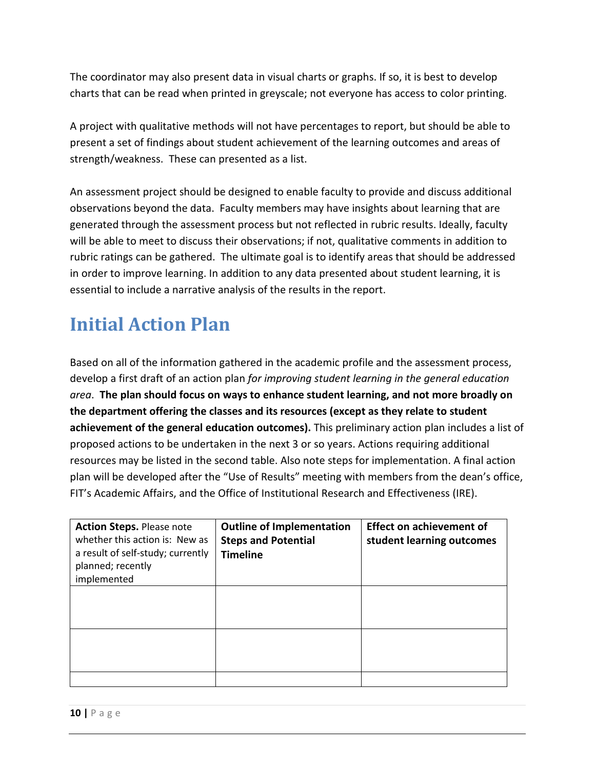The coordinator may also present data in visual charts or graphs. If so, it is best to develop charts that can be read when printed in greyscale; not everyone has access to color printing.

A project with qualitative methods will not have percentages to report, but should be able to present a set of findings about student achievement of the learning outcomes and areas of strength/weakness. These can presented as a list.

An assessment project should be designed to enable faculty to provide and discuss additional observations beyond the data. Faculty members may have insights about learning that are generated through the assessment process but not reflected in rubric results. Ideally, faculty will be able to meet to discuss their observations; if not, qualitative comments in addition to rubric ratings can be gathered. The ultimate goal is to identify areas that should be addressed in order to improve learning. In addition to any data presented about student learning, it is essential to include a narrative analysis of the results in the report.

# Initial Action Plan

Based on all of the information gathered in the academic profile and the assessment process, develop a first draft of an action plan *for improving student learning in the general education area*. **The plan should focus on ways to enhance student learning, and not more broadly on the department offering the classes and its resources (except as they relate to student achievement of the general education outcomes).** This preliminary action plan includes a list of proposed actions to be undertaken in the next 3 or so years. Actions requiring additional resources may be listed in the second table. Also note steps for implementation. A final action plan will be developed after the "Use of Results" meeting with members from the dean's office, FIT's Academic Affairs, and the Office of Institutional Research and Effectiveness (IRE).

| **Action Steps.** Please note whether this action is: New as a result of self-study; currently planned; recently implemented | **Outline of Implementation Steps and Potential Timeline** | **Effect on achievement of student learning outcomes** |
|---|---|---|
| | | |
| | | |
| | | |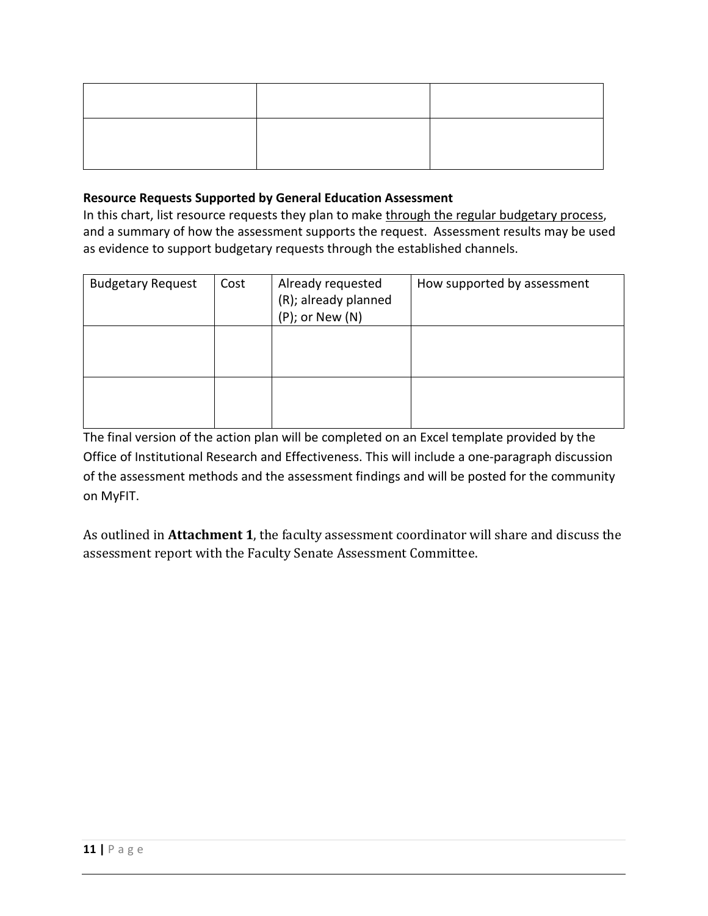| | | |
|---|---|---|
| | | |
| | | |

**Resource Requests Supported by General Education Assessment**

In this chart, list resource requests they plan to make <u>through the regular budgetary process</u>, and a summary of how the assessment supports the request. Assessment results may be used as evidence to support budgetary requests through the established channels.

| Budgetary Request | Cost | Already requested (R); already planned (P); or New (N) | How supported by assessment |
|---|---|---|---|
| | | | |
| | | | |

The final version of the action plan will be completed on an Excel template provided by the Office of Institutional Research and Effectiveness. This will include a one-paragraph discussion of the assessment methods and the assessment findings and will be posted for the community on MyFIT.

As outlined in **Attachment 1**, the faculty assessment coordinator will share and discuss the assessment report with the Faculty Senate Assessment Committee.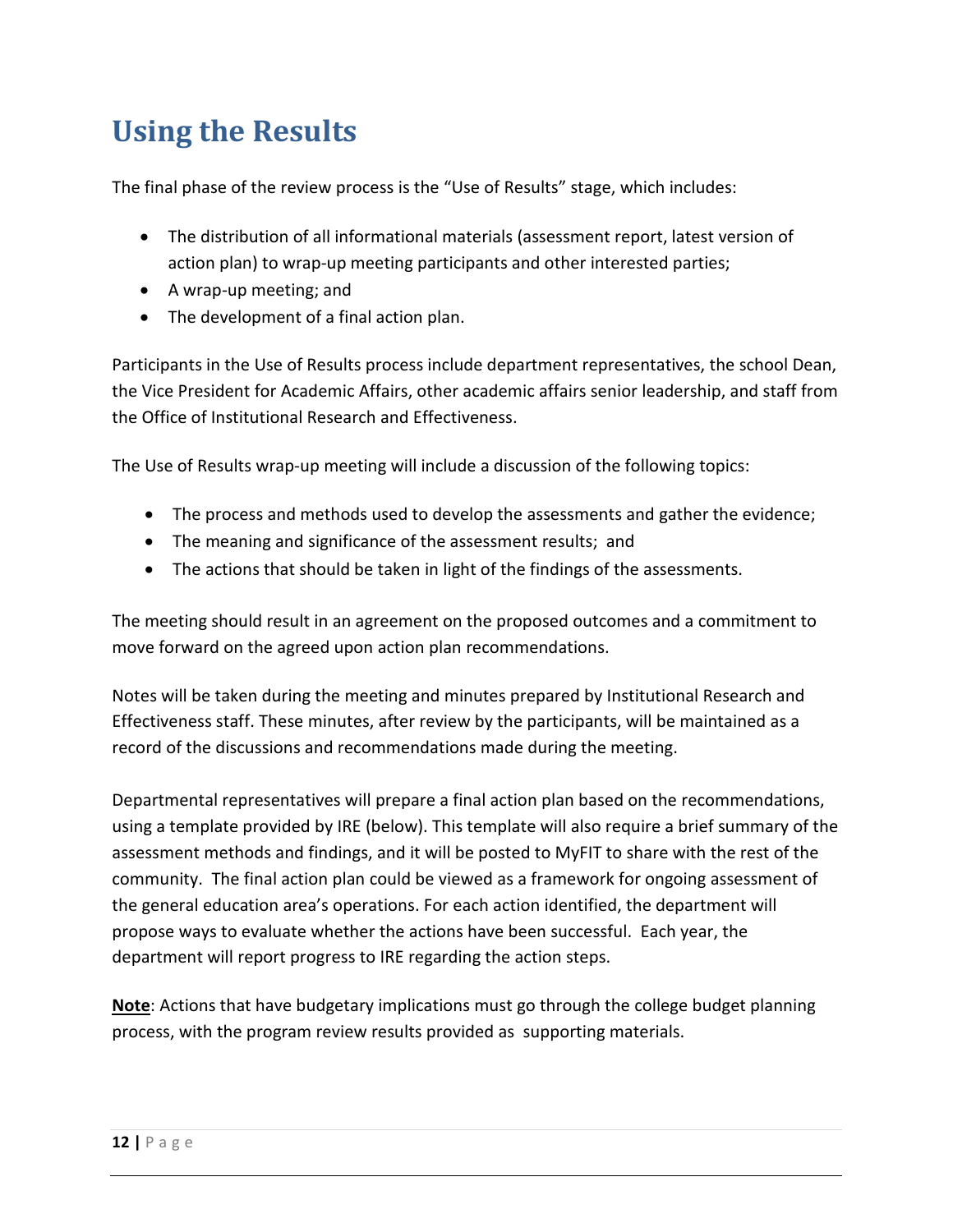# Using the Results

The final phase of the review process is the "Use of Results" stage, which includes:

- The distribution of all informational materials (assessment report, latest version of action plan) to wrap-up meeting participants and other interested parties;
- A wrap-up meeting; and
- The development of a final action plan.

Participants in the Use of Results process include department representatives, the school Dean, the Vice President for Academic Affairs, other academic affairs senior leadership, and staff from the Office of Institutional Research and Effectiveness.

The Use of Results wrap-up meeting will include a discussion of the following topics:

- The process and methods used to develop the assessments and gather the evidence;
- The meaning and significance of the assessment results; and
- The actions that should be taken in light of the findings of the assessments.

The meeting should result in an agreement on the proposed outcomes and a commitment to move forward on the agreed upon action plan recommendations.

Notes will be taken during the meeting and minutes prepared by Institutional Research and Effectiveness staff. These minutes, after review by the participants, will be maintained as a record of the discussions and recommendations made during the meeting.

Departmental representatives will prepare a final action plan based on the recommendations, using a template provided by IRE (below). This template will also require a brief summary of the assessment methods and findings, and it will be posted to MyFIT to share with the rest of the community. The final action plan could be viewed as a framework for ongoing assessment of the general education area's operations. For each action identified, the department will propose ways to evaluate whether the actions have been successful. Each year, the department will report progress to IRE regarding the action steps.

**Note**: Actions that have budgetary implications must go through the college budget planning process, with the program review results provided as supporting materials.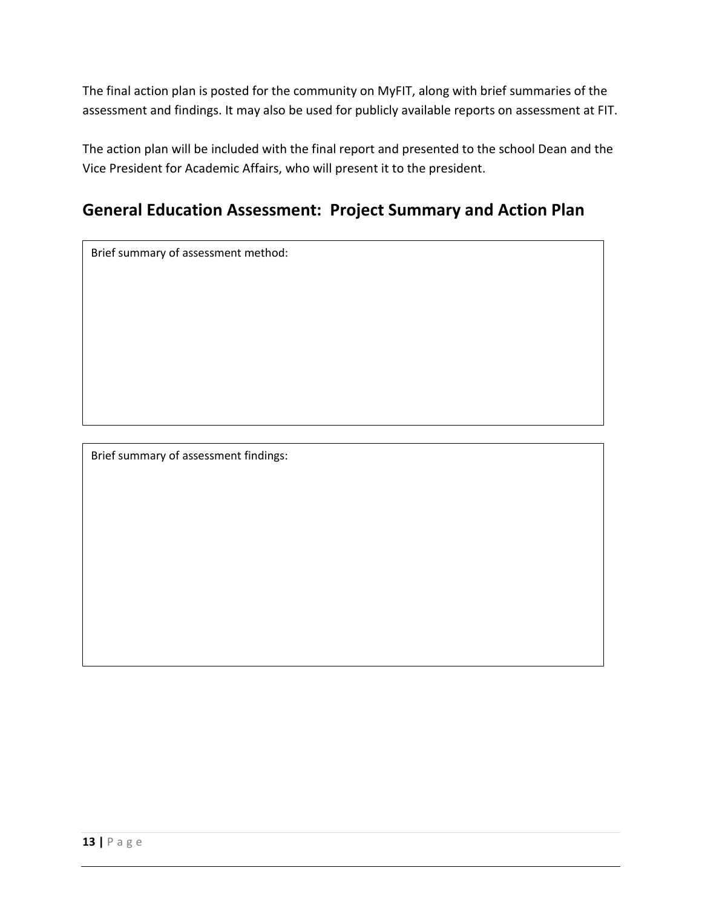The final action plan is posted for the community on MyFIT, along with brief summaries of the assessment and findings. It may also be used for publicly available reports on assessment at FIT.

The action plan will be included with the final report and presented to the school Dean and the Vice President for Academic Affairs, who will present it to the president.

## General Education Assessment: Project Summary and Action Plan

| Brief summary of assessment method: |
| --- |
| |

| Brief summary of assessment findings: |
| --- |
| |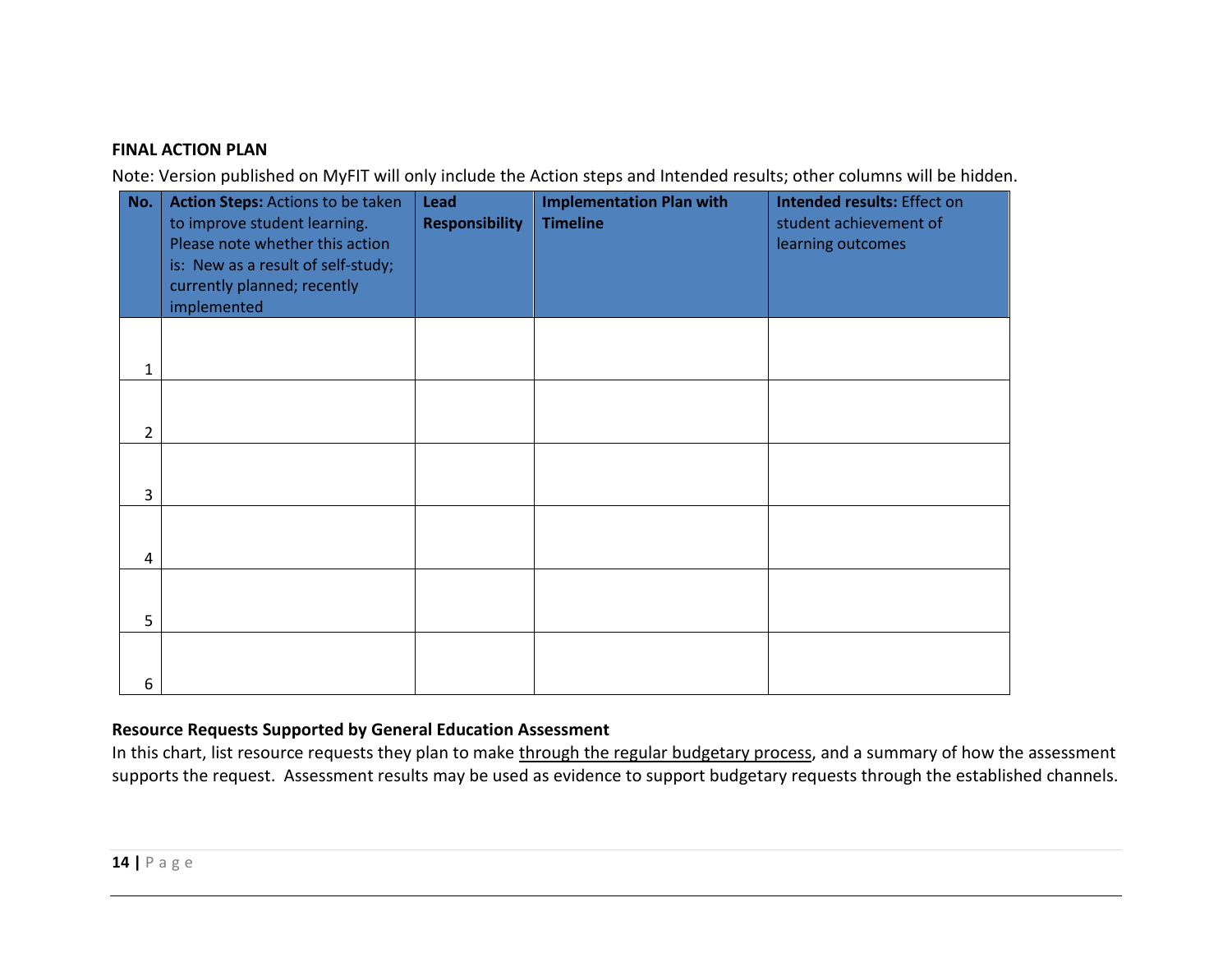**FINAL ACTION PLAN**

Note: Version published on MyFIT will only include the Action steps and Intended results; other columns will be hidden.

| No. | **Action Steps:** Actions to be taken to improve student learning. Please note whether this action is: New as a result of self-study; currently planned; recently implemented | **Lead Responsibility** | **Implementation Plan with Timeline** | **Intended results:** Effect on student achievement of learning outcomes |
|---|---|---|---|---|
| 1 | | | | |
| 2 | | | | |
| 3 | | | | |
| 4 | | | | |
| 5 | | | | |
| 6 | | | | |

**Resource Requests Supported by General Education Assessment**

In this chart, list resource requests they plan to make through the regular budgetary process, and a summary of how the assessment supports the request. Assessment results may be used as evidence to support budgetary requests through the established channels.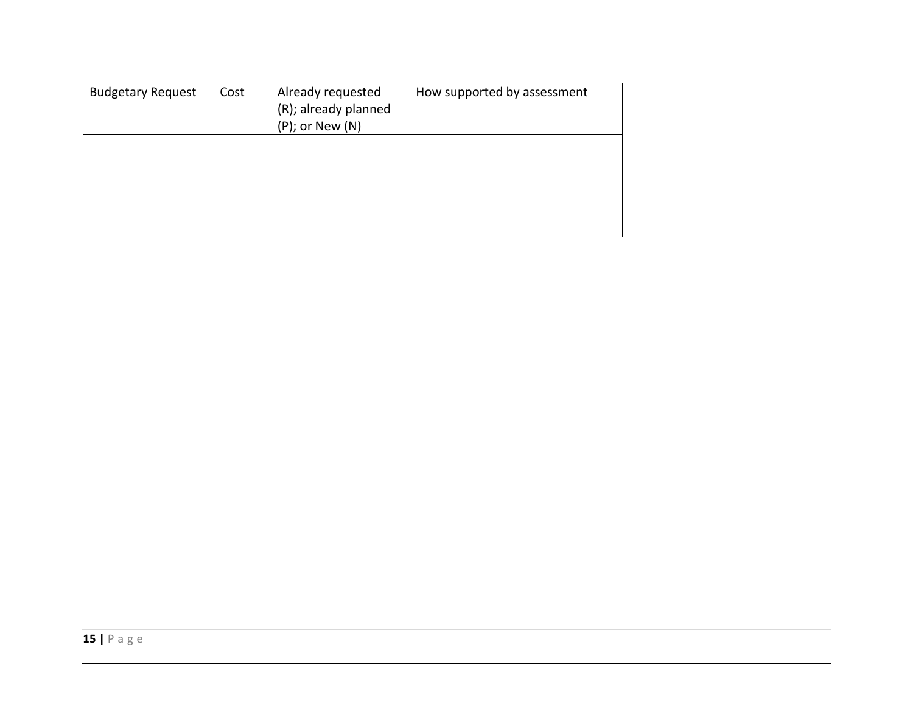| Budgetary Request | Cost | Already requested (R); already planned (P); or New (N) | How supported by assessment |
|---|---|---|---|
| | | | |
| | | | |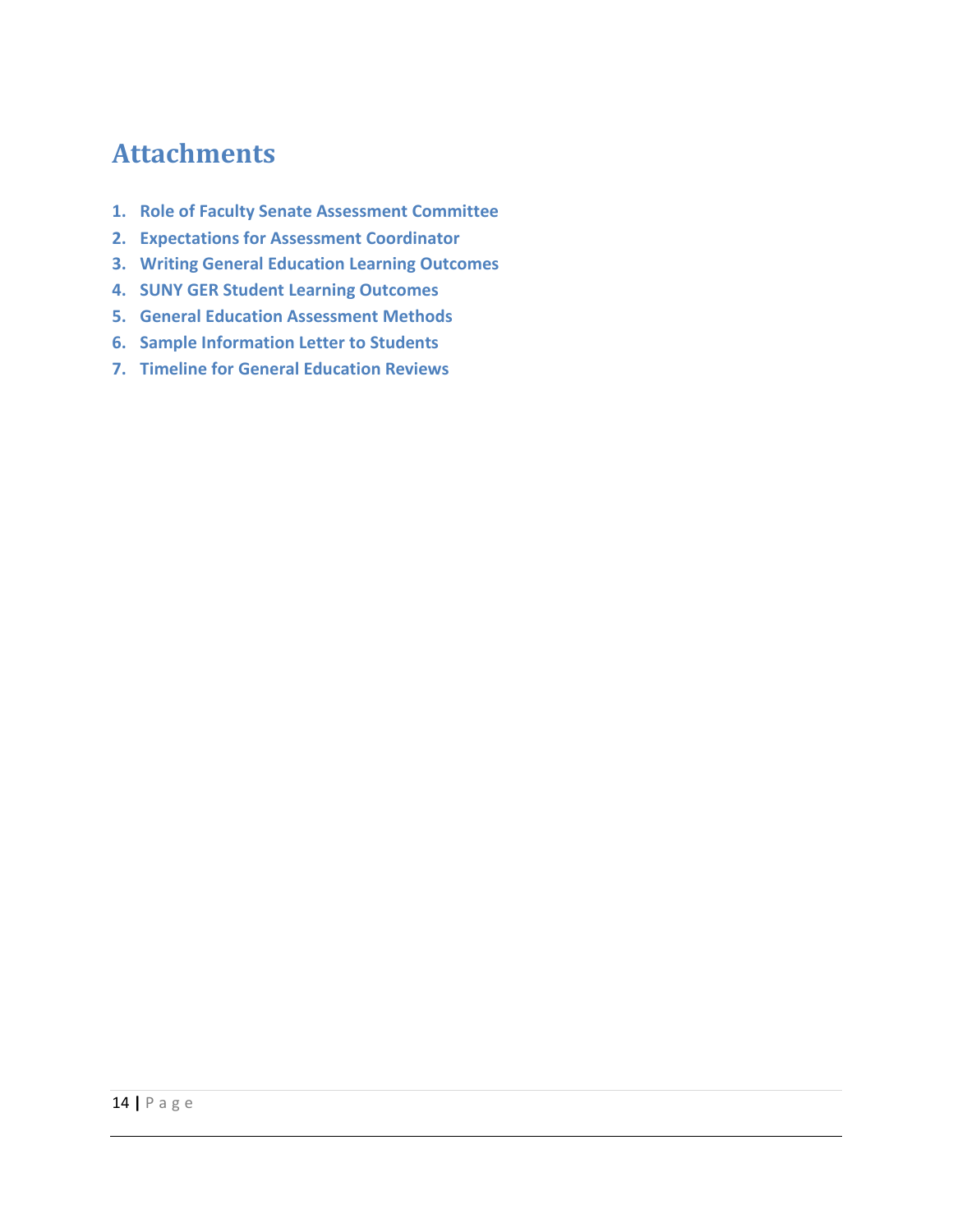# Attachments

1. **Role of Faculty Senate Assessment Committee**
2. **Expectations for Assessment Coordinator**
3. **Writing General Education Learning Outcomes**
4. **SUNY GER Student Learning Outcomes**
5. **General Education Assessment Methods**
6. **Sample Information Letter to Students**
7. **Timeline for General Education Reviews**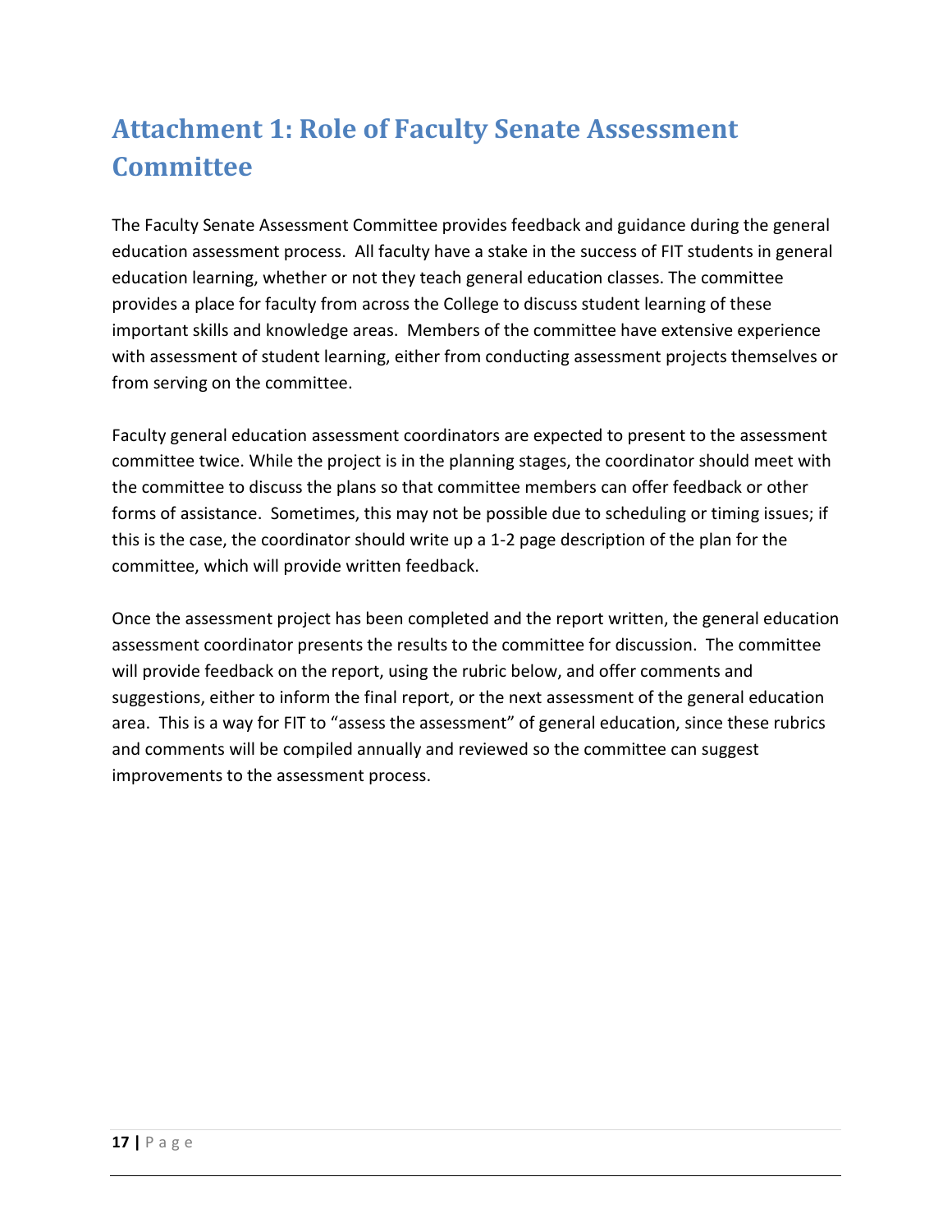# Attachment 1: Role of Faculty Senate Assessment Committee

The Faculty Senate Assessment Committee provides feedback and guidance during the general education assessment process. All faculty have a stake in the success of FIT students in general education learning, whether or not they teach general education classes. The committee provides a place for faculty from across the College to discuss student learning of these important skills and knowledge areas. Members of the committee have extensive experience with assessment of student learning, either from conducting assessment projects themselves or from serving on the committee.

Faculty general education assessment coordinators are expected to present to the assessment committee twice. While the project is in the planning stages, the coordinator should meet with the committee to discuss the plans so that committee members can offer feedback or other forms of assistance. Sometimes, this may not be possible due to scheduling or timing issues; if this is the case, the coordinator should write up a 1-2 page description of the plan for the committee, which will provide written feedback.

Once the assessment project has been completed and the report written, the general education assessment coordinator presents the results to the committee for discussion. The committee will provide feedback on the report, using the rubric below, and offer comments and suggestions, either to inform the final report, or the next assessment of the general education area. This is a way for FIT to "assess the assessment" of general education, since these rubrics and comments will be compiled annually and reviewed so the committee can suggest improvements to the assessment process.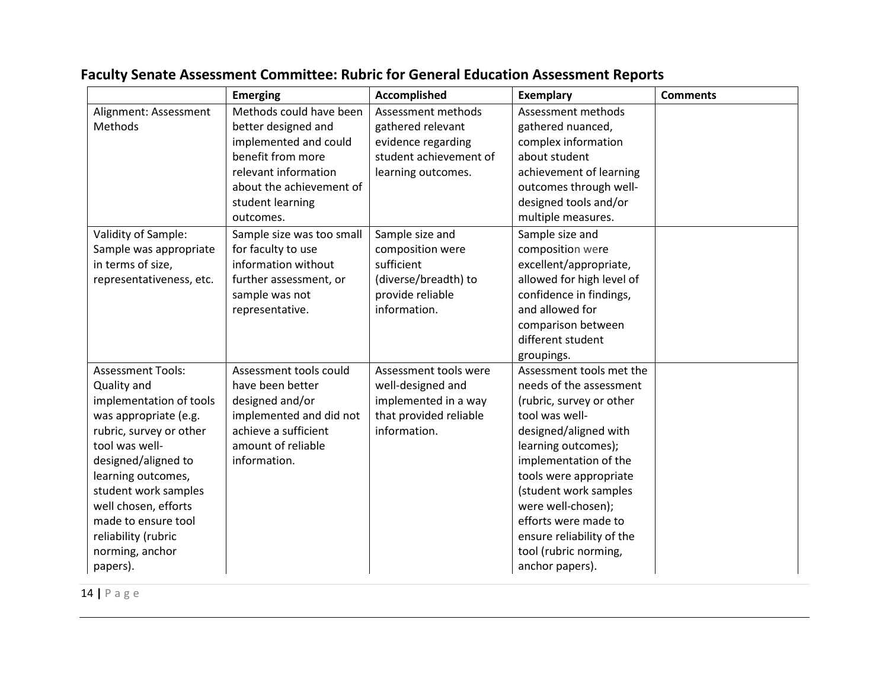## Faculty Senate Assessment Committee: Rubric for General Education Assessment Reports

| | Emerging | Accomplished | Exemplary | Comments |
|---|---|---|---|---|
| Alignment: Assessment Methods | Methods could have been better designed and implemented and could benefit from more relevant information about the achievement of student learning outcomes. | Assessment methods gathered relevant evidence regarding student achievement of learning outcomes. | Assessment methods gathered nuanced, complex information about student achievement of learning outcomes through well-designed tools and/or multiple measures. | |
| Validity of Sample: Sample was appropriate in terms of size, representativeness, etc. | Sample size was too small for faculty to use information without further assessment, or sample was not representative. | Sample size and composition were sufficient (diverse/breadth) to provide reliable information. | Sample size and composition were excellent/appropriate, allowed for high level of confidence in findings, and allowed for comparison between different student groupings. | |
| Assessment Tools: Quality and implementation of tools was appropriate (e.g. rubric, survey or other tool was well-designed/aligned to learning outcomes, student work samples well chosen, efforts made to ensure tool reliability (rubric norming, anchor papers). | Assessment tools could have been better designed and/or implemented and did not achieve a sufficient amount of reliable information. | Assessment tools were well-designed and implemented in a way that provided reliable information. | Assessment tools met the needs of the assessment (rubric, survey or other tool was well-designed/aligned with learning outcomes); implementation of the tools were appropriate (student work samples were well-chosen); efforts were made to ensure reliability of the tool (rubric norming, anchor papers). | |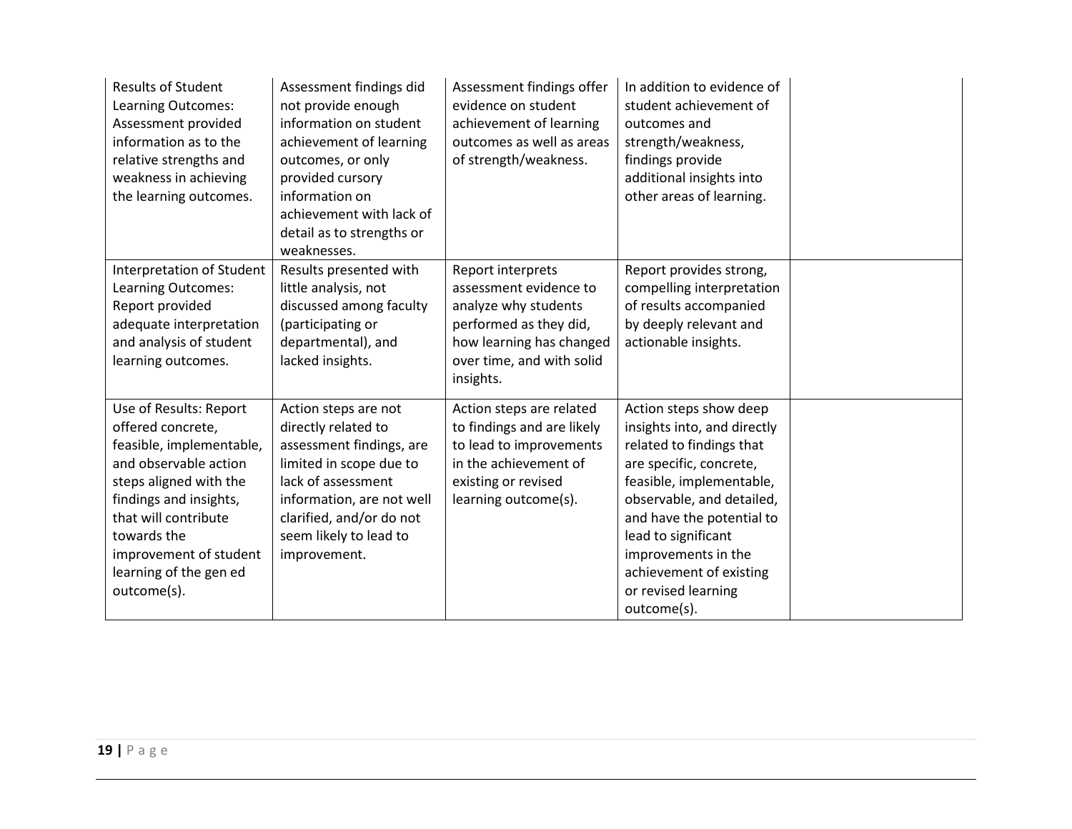| | | | | |
|---|---|---|---|---|
| Results of Student Learning Outcomes: Assessment provided information as to the relative strengths and weakness in achieving the learning outcomes. | Assessment findings did not provide enough information on student achievement of learning outcomes, or only provided cursory information on achievement with lack of detail as to strengths or weaknesses. | Assessment findings offer evidence on student achievement of learning outcomes as well as areas of strength/weakness. | In addition to evidence of student achievement of outcomes and strength/weakness, findings provide additional insights into other areas of learning. | |
| Interpretation of Student Learning Outcomes: Report provided adequate interpretation and analysis of student learning outcomes. | Results presented with little analysis, not discussed among faculty (participating or departmental), and lacked insights. | Report interprets assessment evidence to analyze why students performed as they did, how learning has changed over time, and with solid insights. | Report provides strong, compelling interpretation of results accompanied by deeply relevant and actionable insights. | |
| Use of Results: Report offered concrete, feasible, implementable, and observable action steps aligned with the findings and insights, that will contribute towards the improvement of student learning of the gen ed outcome(s). | Action steps are not directly related to assessment findings, are limited in scope due to lack of assessment information, are not well clarified, and/or do not seem likely to lead to improvement. | Action steps are related to findings and are likely to lead to improvements in the achievement of existing or revised learning outcome(s). | Action steps show deep insights into, and directly related to findings that are specific, concrete, feasible, implementable, observable, and detailed, and have the potential to lead to significant improvements in the achievement of existing or revised learning outcome(s). | |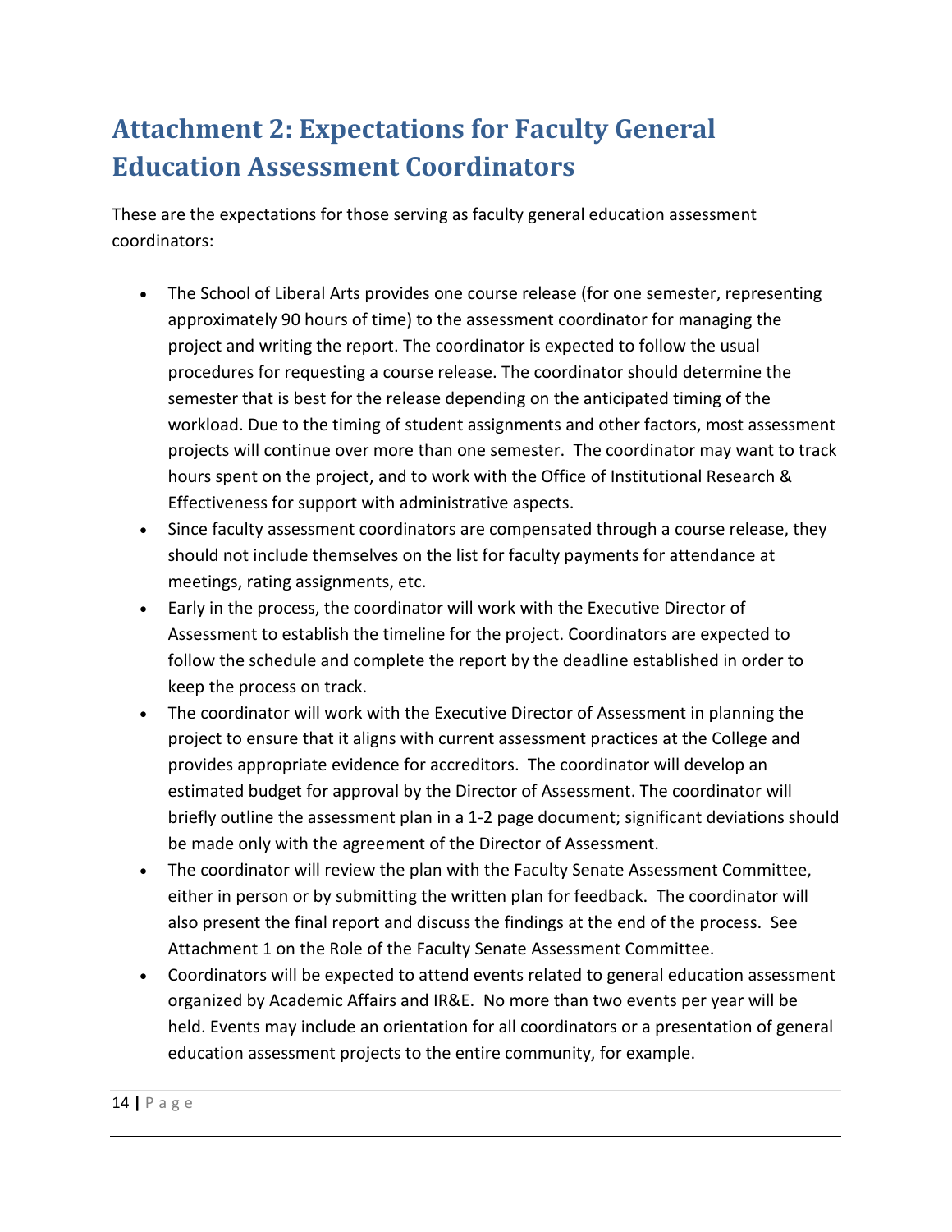# Attachment 2: Expectations for Faculty General Education Assessment Coordinators

These are the expectations for those serving as faculty general education assessment coordinators:

- The School of Liberal Arts provides one course release (for one semester, representing approximately 90 hours of time) to the assessment coordinator for managing the project and writing the report. The coordinator is expected to follow the usual procedures for requesting a course release. The coordinator should determine the semester that is best for the release depending on the anticipated timing of the workload. Due to the timing of student assignments and other factors, most assessment projects will continue over more than one semester. The coordinator may want to track hours spent on the project, and to work with the Office of Institutional Research & Effectiveness for support with administrative aspects.
- Since faculty assessment coordinators are compensated through a course release, they should not include themselves on the list for faculty payments for attendance at meetings, rating assignments, etc.
- Early in the process, the coordinator will work with the Executive Director of Assessment to establish the timeline for the project. Coordinators are expected to follow the schedule and complete the report by the deadline established in order to keep the process on track.
- The coordinator will work with the Executive Director of Assessment in planning the project to ensure that it aligns with current assessment practices at the College and provides appropriate evidence for accreditors. The coordinator will develop an estimated budget for approval by the Director of Assessment. The coordinator will briefly outline the assessment plan in a 1-2 page document; significant deviations should be made only with the agreement of the Director of Assessment.
- The coordinator will review the plan with the Faculty Senate Assessment Committee, either in person or by submitting the written plan for feedback. The coordinator will also present the final report and discuss the findings at the end of the process. See Attachment 1 on the Role of the Faculty Senate Assessment Committee.
- Coordinators will be expected to attend events related to general education assessment organized by Academic Affairs and IR&E. No more than two events per year will be held. Events may include an orientation for all coordinators or a presentation of general education assessment projects to the entire community, for example.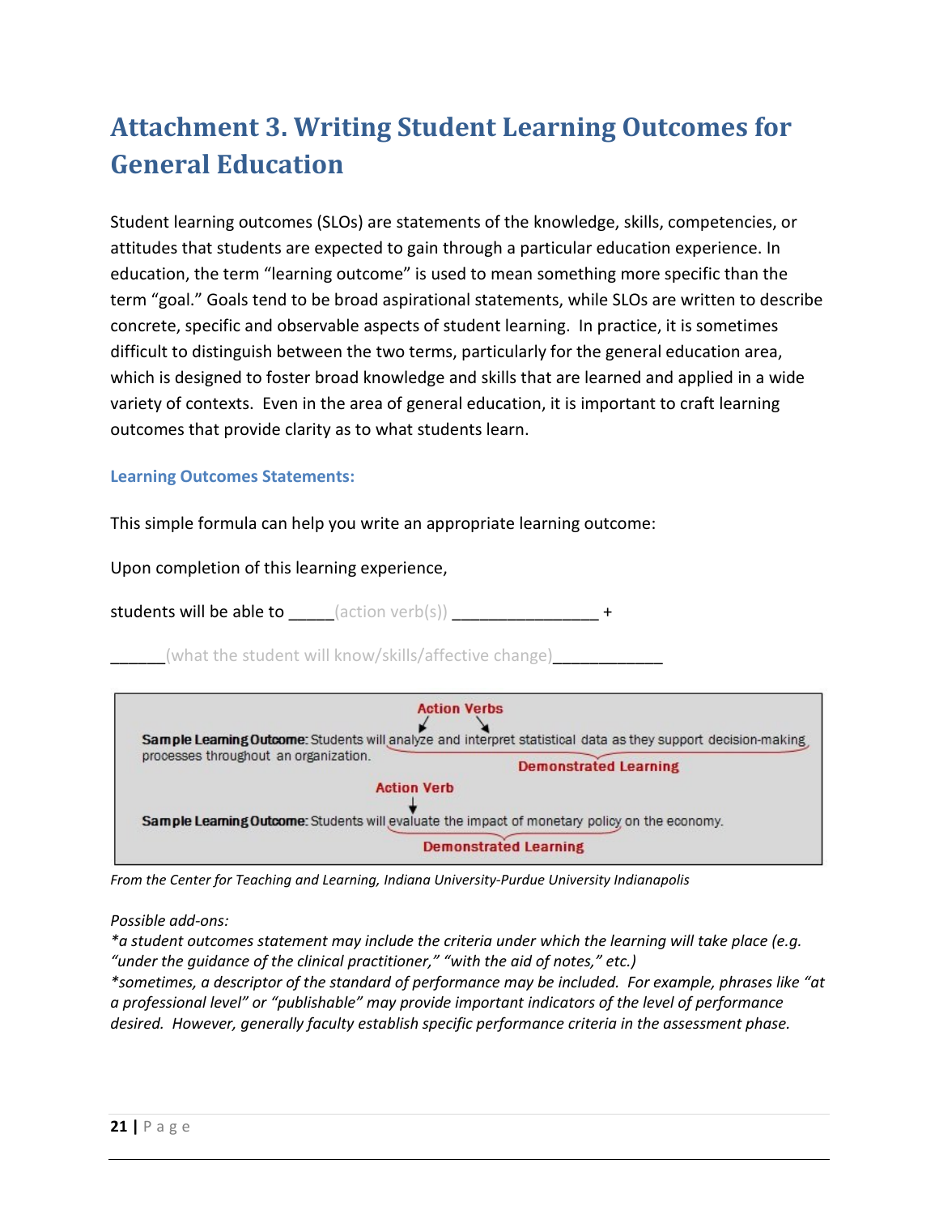# Attachment 3. Writing Student Learning Outcomes for General Education

Student learning outcomes (SLOs) are statements of the knowledge, skills, competencies, or attitudes that students are expected to gain through a particular education experience. In education, the term "learning outcome" is used to mean something more specific than the term "goal." Goals tend to be broad aspirational statements, while SLOs are written to describe concrete, specific and observable aspects of student learning. In practice, it is sometimes difficult to distinguish between the two terms, particularly for the general education area, which is designed to foster broad knowledge and skills that are learned and applied in a wide variety of contexts. Even in the area of general education, it is important to craft learning outcomes that provide clarity as to what students learn.

### Learning Outcomes Statements:

This simple formula can help you write an appropriate learning outcome:

Upon completion of this learning experience,

students will be able to _____(action verb(s)) ________________ +

______(what the student will know/skills/affective change)____________

**Sample Learning Outcome:** Students will analyze and interpret statistical data as they support decision-making processes throughout an organization.
(Action Verbs: analyze, interpret; Demonstrated Learning: analyze and interpret statistical data as they support decision-making)

**Sample Learning Outcome:** Students will evaluate the impact of monetary policy on the economy.
(Action Verb: evaluate; Demonstrated Learning: evaluate the impact of monetary policy)

*From the Center for Teaching and Learning, Indiana University-Purdue University Indianapolis*

*Possible add-ons:*
*\*a student outcomes statement may include the criteria under which the learning will take place (e.g. "under the guidance of the clinical practitioner," "with the aid of notes," etc.)*
*\*sometimes, a descriptor of the standard of performance may be included. For example, phrases like "at a professional level" or "publishable" may provide important indicators of the level of performance desired. However, generally faculty establish specific performance criteria in the assessment phase.*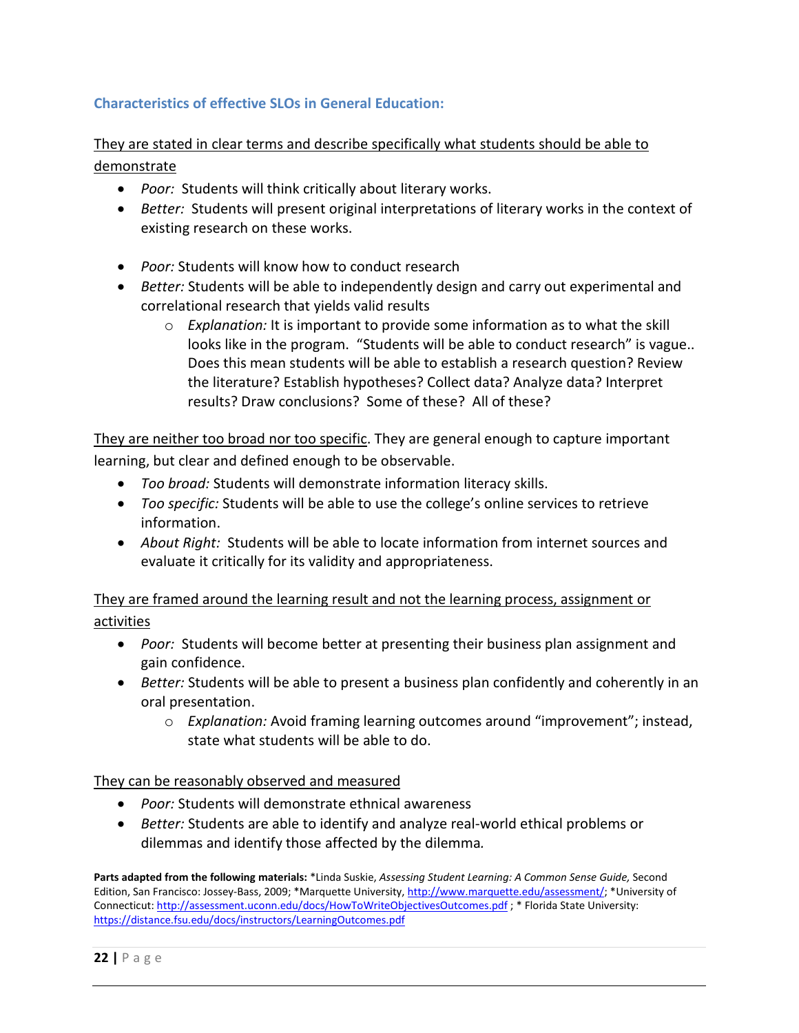### Characteristics of effective SLOs in General Education:

<u>They are stated in clear terms and describe specifically what students should be able to demonstrate</u>

- *Poor:* Students will think critically about literary works.
- *Better:* Students will present original interpretations of literary works in the context of existing research on these works.

- *Poor:* Students will know how to conduct research
- *Better:* Students will be able to independently design and carry out experimental and correlational research that yields valid results
  - *Explanation:* It is important to provide some information as to what the skill looks like in the program. "Students will be able to conduct research" is vague.. Does this mean students will be able to establish a research question? Review the literature? Establish hypotheses? Collect data? Analyze data? Interpret results? Draw conclusions? Some of these? All of these?

<u>They are neither too broad nor too specific</u>. They are general enough to capture important learning, but clear and defined enough to be observable.

- *Too broad:* Students will demonstrate information literacy skills.
- *Too specific:* Students will be able to use the college's online services to retrieve information.
- *About Right:* Students will be able to locate information from internet sources and evaluate it critically for its validity and appropriateness.

<u>They are framed around the learning result and not the learning process, assignment or activities</u>

- *Poor:* Students will become better at presenting their business plan assignment and gain confidence.
- *Better:* Students will be able to present a business plan confidently and coherently in an oral presentation.
  - *Explanation:* Avoid framing learning outcomes around "improvement"; instead, state what students will be able to do.

<u>They can be reasonably observed and measured</u>

- *Poor:* Students will demonstrate ethnical awareness
- *Better:* Students are able to identify and analyze real-world ethical problems or dilemmas and identify those affected by the dilemma.

**Parts adapted from the following materials:** *Linda Suskie, *Assessing Student Learning: A Common Sense Guide,* Second Edition, San Francisco: Jossey-Bass, 2009; *Marquette University, http://www.marquette.edu/assessment/; *University of Connecticut: http://assessment.uconn.edu/docs/HowToWriteObjectivesOutcomes.pdf ; * Florida State University: https://distance.fsu.edu/docs/instructors/LearningOutcomes.pdf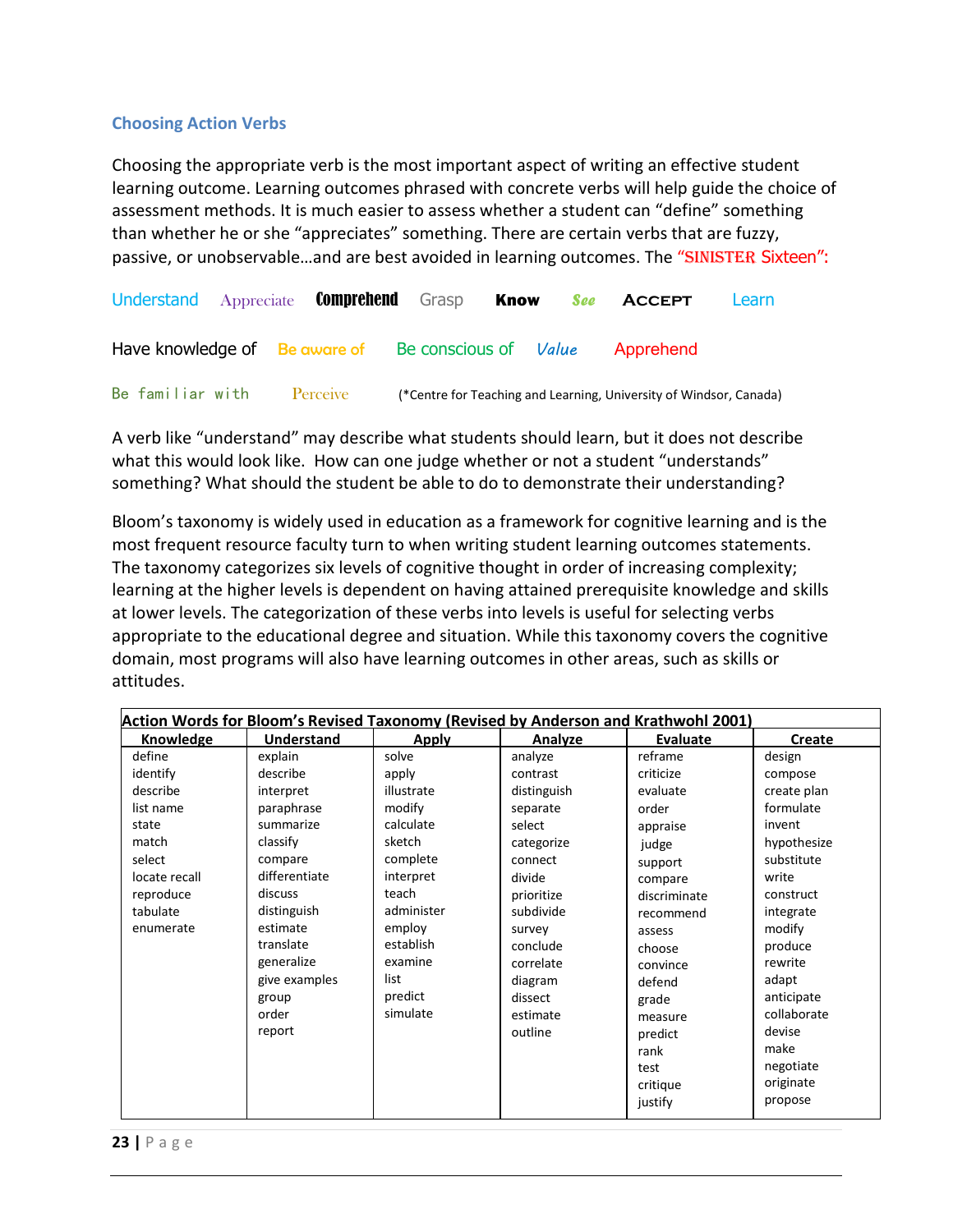### Choosing Action Verbs

Choosing the appropriate verb is the most important aspect of writing an effective student learning outcome. Learning outcomes phrased with concrete verbs will help guide the choice of assessment methods. It is much easier to assess whether a student can "define" something than whether he or she "appreciates" something. There are certain verbs that are fuzzy, passive, or unobservable…and are best avoided in learning outcomes. The "SINISTER Sixteen":

Understand Appreciate Comprehend Grasp Know See Accept Learn

Have knowledge of Be aware of Be conscious of Value Apprehend

Be familiar with Perceive (*Centre for Teaching and Learning, University of Windsor, Canada)

A verb like "understand" may describe what students should learn, but it does not describe what this would look like. How can one judge whether or not a student "understands" something? What should the student be able to do to demonstrate their understanding?

Bloom's taxonomy is widely used in education as a framework for cognitive learning and is the most frequent resource faculty turn to when writing student learning outcomes statements. The taxonomy categorizes six levels of cognitive thought in order of increasing complexity; learning at the higher levels is dependent on having attained prerequisite knowledge and skills at lower levels. The categorization of these verbs into levels is useful for selecting verbs appropriate to the educational degree and situation. While this taxonomy covers the cognitive domain, most programs will also have learning outcomes in other areas, such as skills or attitudes.

**Action Words for Bloom's Revised Taxonomy (Revised by Anderson and Krathwohl 2001)**

| Knowledge | Understand | Apply | Analyze | Evaluate | Create |
|---|---|---|---|---|---|
| define | explain | solve | analyze | reframe | design |
| identify | describe | apply | contrast | criticize | compose |
| describe | interpret | illustrate | distinguish | evaluate | create plan |
| list name | paraphrase | modify | separate | order | formulate |
| state | summarize | calculate | select | appraise | invent |
| match | classify | sketch | categorize | judge | hypothesize |
| select | compare | complete | connect | support | substitute |
| locate recall | differentiate | interpret | divide | compare | write |
| reproduce | discuss | teach | prioritize | discriminate | construct |
| tabulate | distinguish | administer | subdivide | recommend | integrate |
| enumerate | estimate | employ | survey | assess | modify |
| | translate | establish | conclude | choose | produce |
| | generalize | examine | correlate | convince | rewrite |
| | give examples | list | diagram | defend | adapt |
| | group | predict | dissect | grade | anticipate |
| | order | simulate | estimate | measure | collaborate |
| | report | | outline | predict | devise |
| | | | | rank | make |
| | | | | test | negotiate |
| | | | | critique | originate |
| | | | | justify | propose |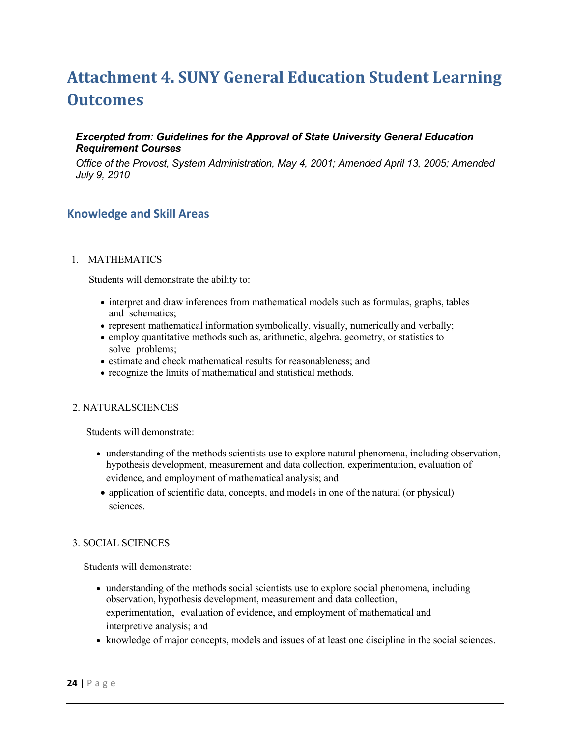# Attachment 4. SUNY General Education Student Learning Outcomes

***Excerpted from: Guidelines for the Approval of State University General Education Requirement Courses***

*Office of the Provost, System Administration, May 4, 2001; Amended April 13, 2005; Amended July 9, 2010*

## Knowledge and Skill Areas

1. MATHEMATICS

   Students will demonstrate the ability to:

   - interpret and draw inferences from mathematical models such as formulas, graphs, tables and schematics;
   - represent mathematical information symbolically, visually, numerically and verbally;
   - employ quantitative methods such as, arithmetic, algebra, geometry, or statistics to solve problems;
   - estimate and check mathematical results for reasonableness; and
   - recognize the limits of mathematical and statistical methods.

2. NATURALSCIENCES

   Students will demonstrate:

   - understanding of the methods scientists use to explore natural phenomena, including observation, hypothesis development, measurement and data collection, experimentation, evaluation of evidence, and employment of mathematical analysis; and
   - application of scientific data, concepts, and models in one of the natural (or physical) sciences.

3. SOCIAL SCIENCES

   Students will demonstrate:

   - understanding of the methods social scientists use to explore social phenomena, including observation, hypothesis development, measurement and data collection, experimentation, evaluation of evidence, and employment of mathematical and interpretive analysis; and
   - knowledge of major concepts, models and issues of at least one discipline in the social sciences.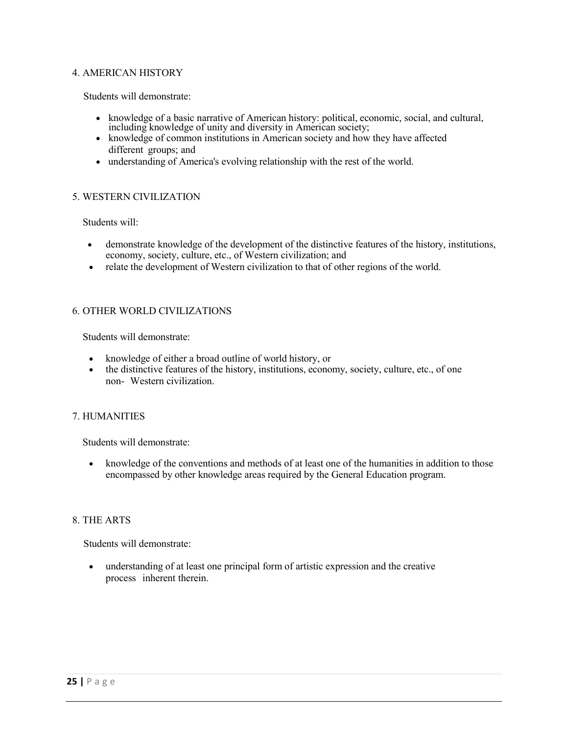## 4. AMERICAN HISTORY

Students will demonstrate:

- knowledge of a basic narrative of American history: political, economic, social, and cultural, including knowledge of unity and diversity in American society;
- knowledge of common institutions in American society and how they have affected different groups; and
- understanding of America's evolving relationship with the rest of the world.

## 5. WESTERN CIVILIZATION

Students will:

- demonstrate knowledge of the development of the distinctive features of the history, institutions, economy, society, culture, etc., of Western civilization; and
- relate the development of Western civilization to that of other regions of the world.

## 6. OTHER WORLD CIVILIZATIONS

Students will demonstrate:

- knowledge of either a broad outline of world history, or
- the distinctive features of the history, institutions, economy, society, culture, etc., of one non- Western civilization.

## 7. HUMANITIES

Students will demonstrate:

- knowledge of the conventions and methods of at least one of the humanities in addition to those encompassed by other knowledge areas required by the General Education program.

## 8. THE ARTS

Students will demonstrate:

- understanding of at least one principal form of artistic expression and the creative process inherent therein.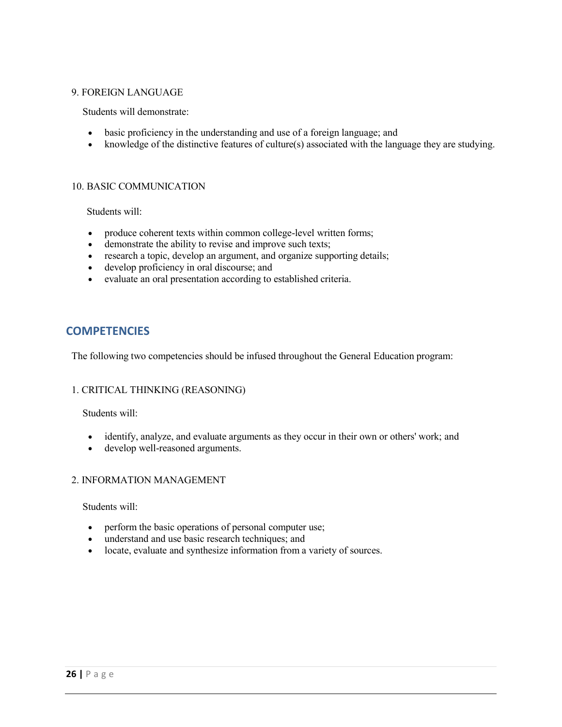9. FOREIGN LANGUAGE

Students will demonstrate:

- basic proficiency in the understanding and use of a foreign language; and
- knowledge of the distinctive features of culture(s) associated with the language they are studying.

10. BASIC COMMUNICATION

Students will:

- produce coherent texts within common college-level written forms;
- demonstrate the ability to revise and improve such texts;
- research a topic, develop an argument, and organize supporting details;
- develop proficiency in oral discourse; and
- evaluate an oral presentation according to established criteria.

## COMPETENCIES

The following two competencies should be infused throughout the General Education program:

1. CRITICAL THINKING (REASONING)

Students will:

- identify, analyze, and evaluate arguments as they occur in their own or others' work; and
- develop well-reasoned arguments.

2. INFORMATION MANAGEMENT

Students will:

- perform the basic operations of personal computer use;
- understand and use basic research techniques; and
- locate, evaluate and synthesize information from a variety of sources.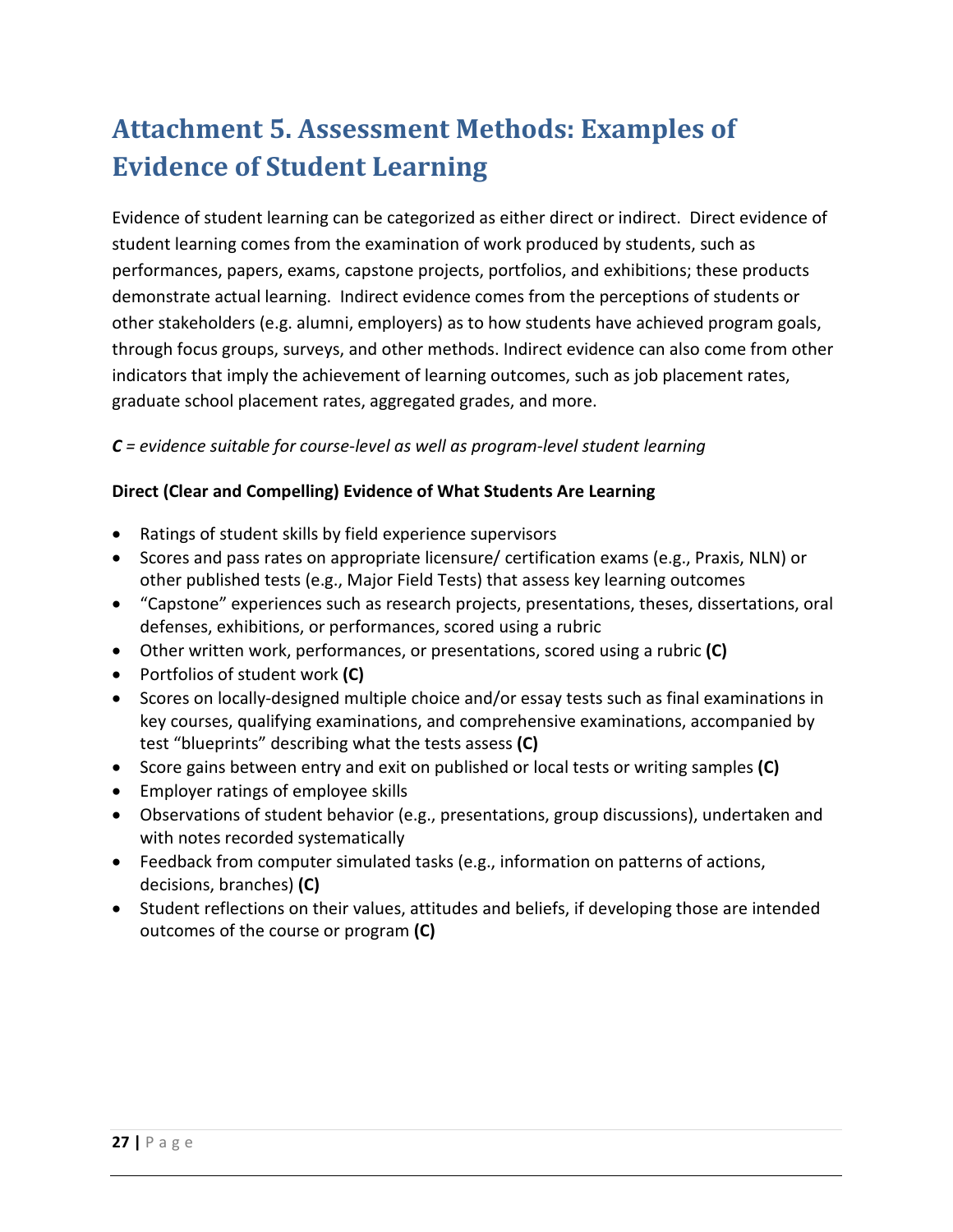# Attachment 5. Assessment Methods: Examples of Evidence of Student Learning

Evidence of student learning can be categorized as either direct or indirect. Direct evidence of student learning comes from the examination of work produced by students, such as performances, papers, exams, capstone projects, portfolios, and exhibitions; these products demonstrate actual learning. Indirect evidence comes from the perceptions of students or other stakeholders (e.g. alumni, employers) as to how students have achieved program goals, through focus groups, surveys, and other methods. Indirect evidence can also come from other indicators that imply the achievement of learning outcomes, such as job placement rates, graduate school placement rates, aggregated grades, and more.

***C** = evidence suitable for course-level as well as program-level student learning*

**Direct (Clear and Compelling) Evidence of What Students Are Learning**

- Ratings of student skills by field experience supervisors
- Scores and pass rates on appropriate licensure/ certification exams (e.g., Praxis, NLN) or other published tests (e.g., Major Field Tests) that assess key learning outcomes
- "Capstone" experiences such as research projects, presentations, theses, dissertations, oral defenses, exhibitions, or performances, scored using a rubric
- Other written work, performances, or presentations, scored using a rubric **(C)**
- Portfolios of student work **(C)**
- Scores on locally-designed multiple choice and/or essay tests such as final examinations in key courses, qualifying examinations, and comprehensive examinations, accompanied by test "blueprints" describing what the tests assess **(C)**
- Score gains between entry and exit on published or local tests or writing samples **(C)**
- Employer ratings of employee skills
- Observations of student behavior (e.g., presentations, group discussions), undertaken and with notes recorded systematically
- Feedback from computer simulated tasks (e.g., information on patterns of actions, decisions, branches) **(C)**
- Student reflections on their values, attitudes and beliefs, if developing those are intended outcomes of the course or program **(C)**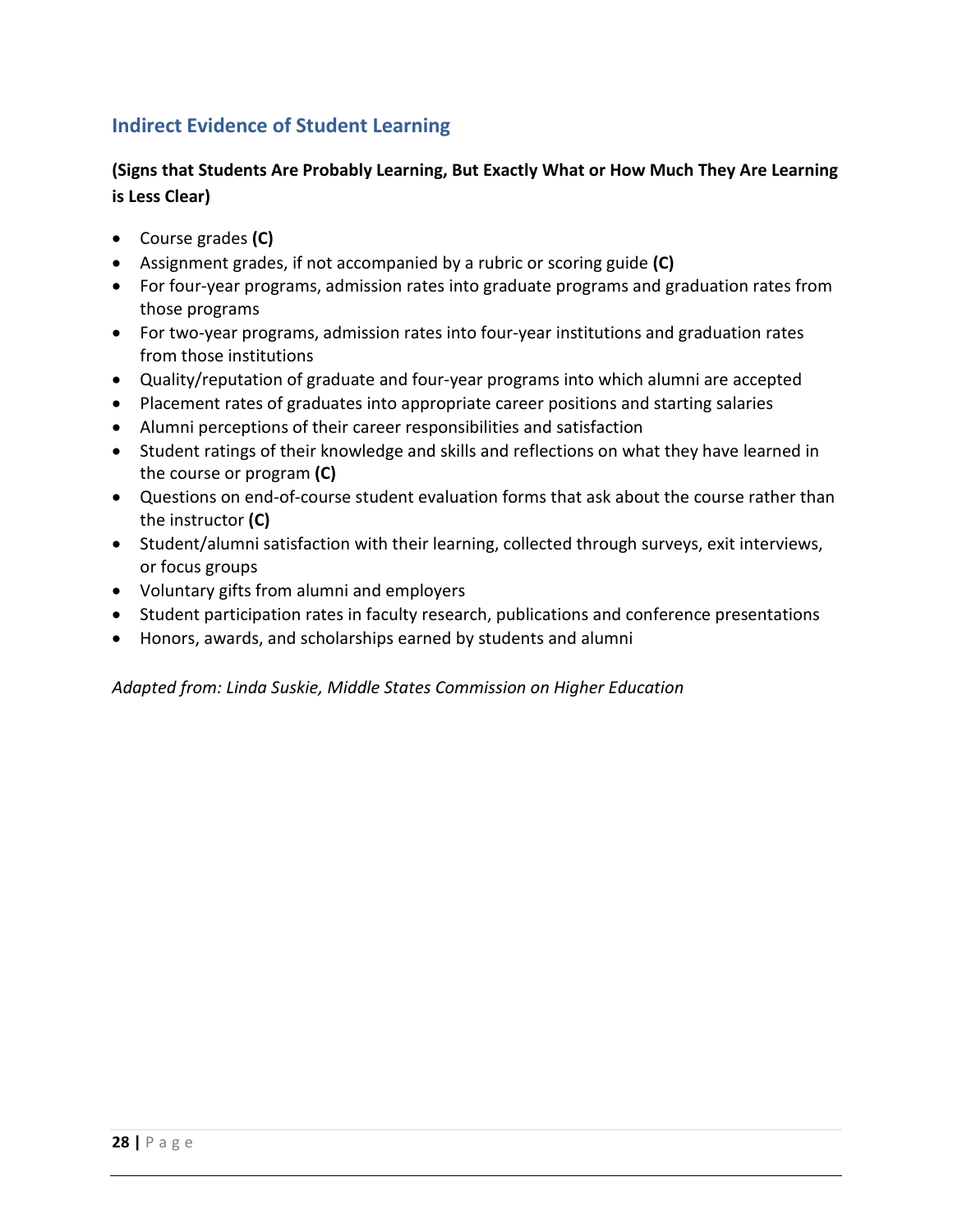## Indirect Evidence of Student Learning

**(Signs that Students Are Probably Learning, But Exactly What or How Much They Are Learning is Less Clear)**

- Course grades **(C)**
- Assignment grades, if not accompanied by a rubric or scoring guide **(C)**
- For four-year programs, admission rates into graduate programs and graduation rates from those programs
- For two-year programs, admission rates into four-year institutions and graduation rates from those institutions
- Quality/reputation of graduate and four-year programs into which alumni are accepted
- Placement rates of graduates into appropriate career positions and starting salaries
- Alumni perceptions of their career responsibilities and satisfaction
- Student ratings of their knowledge and skills and reflections on what they have learned in the course or program **(C)**
- Questions on end-of-course student evaluation forms that ask about the course rather than the instructor **(C)**
- Student/alumni satisfaction with their learning, collected through surveys, exit interviews, or focus groups
- Voluntary gifts from alumni and employers
- Student participation rates in faculty research, publications and conference presentations
- Honors, awards, and scholarships earned by students and alumni

*Adapted from: Linda Suskie, Middle States Commission on Higher Education*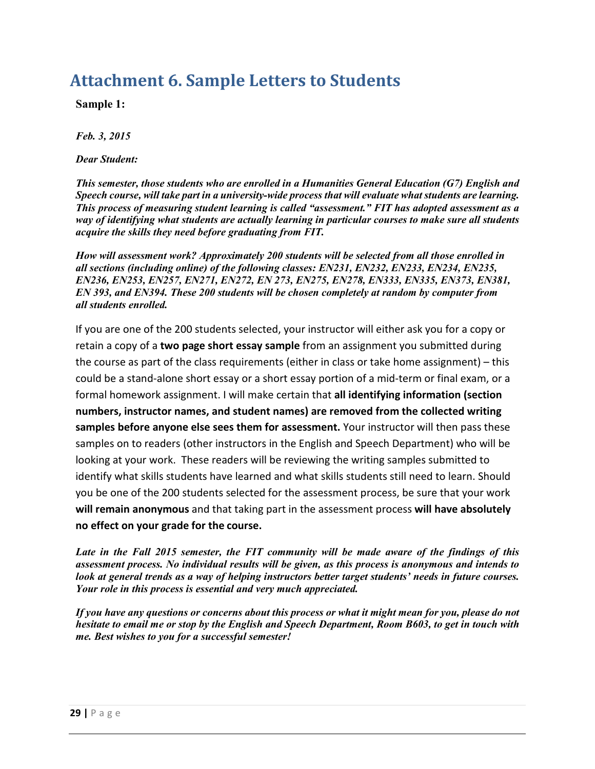# Attachment 6. Sample Letters to Students

**Sample 1:**

***Feb. 3, 2015***

***Dear Student:***

***This semester, those students who are enrolled in a Humanities General Education (G7) English and Speech course, will take part in a university-wide process that will evaluate what students are learning. This process of measuring student learning is called "assessment." FIT has adopted assessment as a way of identifying what students are actually learning in particular courses to make sure all students acquire the skills they need before graduating from FIT.***

***How will assessment work? Approximately 200 students will be selected from all those enrolled in all sections (including online) of the following classes: EN231, EN232, EN233, EN234, EN235, EN236, EN253, EN257, EN271, EN272, EN 273, EN275, EN278, EN333, EN335, EN373, EN381, EN 393, and EN394. These 200 students will be chosen completely at random by computer from all students enrolled.***

If you are one of the 200 students selected, your instructor will either ask you for a copy or retain a copy of a **two page short essay sample** from an assignment you submitted during the course as part of the class requirements (either in class or take home assignment) – this could be a stand-alone short essay or a short essay portion of a mid-term or final exam, or a formal homework assignment. I will make certain that **all identifying information (section numbers, instructor names, and student names) are removed from the collected writing samples before anyone else sees them for assessment.** Your instructor will then pass these samples on to readers (other instructors in the English and Speech Department) who will be looking at your work. These readers will be reviewing the writing samples submitted to identify what skills students have learned and what skills students still need to learn. Should you be one of the 200 students selected for the assessment process, be sure that your work **will remain anonymous** and that taking part in the assessment process **will have absolutely no effect on your grade for the course.**

***Late in the Fall 2015 semester, the FIT community will be made aware of the findings of this assessment process. No individual results will be given, as this process is anonymous and intends to look at general trends as a way of helping instructors better target students' needs in future courses. Your role in this process is essential and very much appreciated.***

***If you have any questions or concerns about this process or what it might mean for you, please do not hesitate to email me or stop by the English and Speech Department, Room B603, to get in touch with me. Best wishes to you for a successful semester!***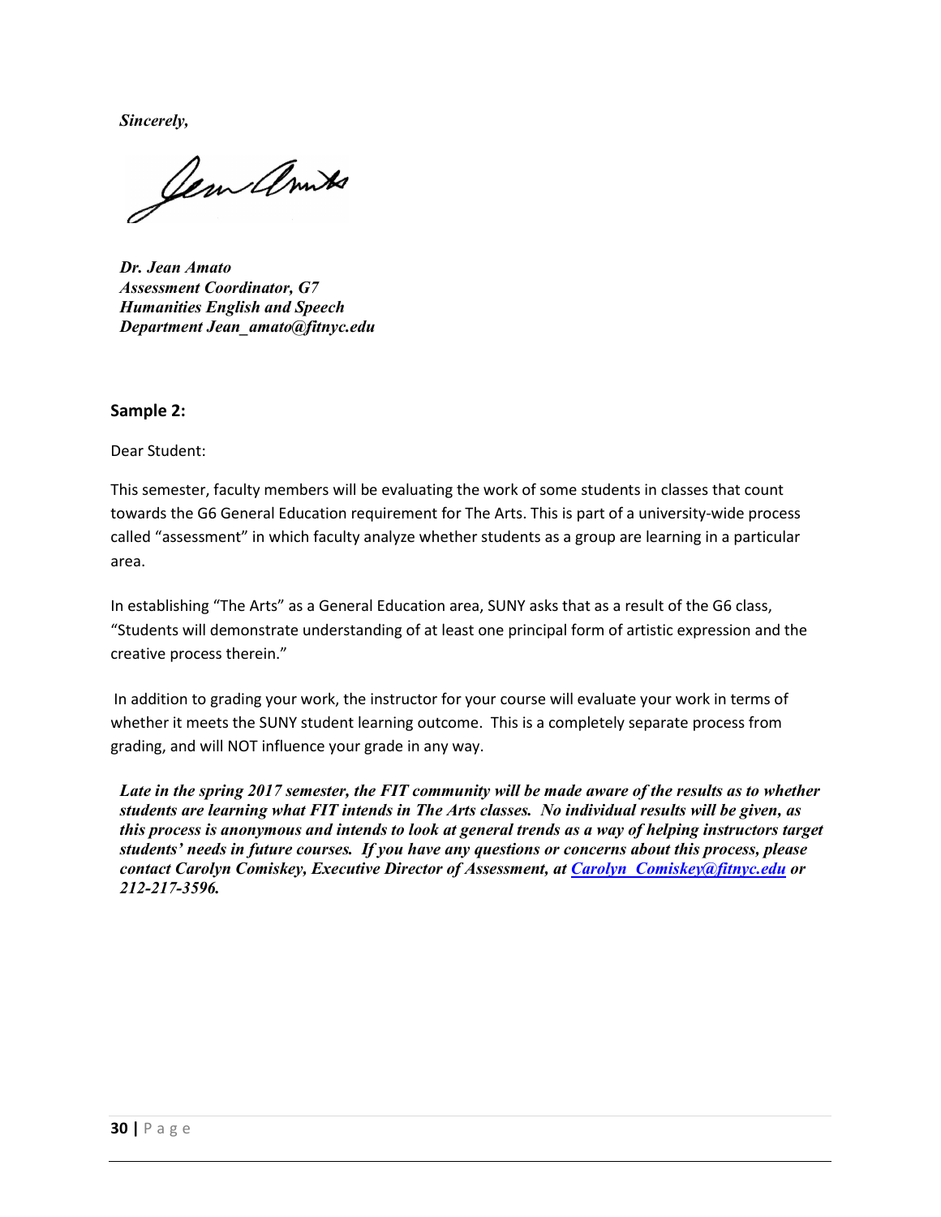*Sincerely,*

*Dr. Jean Amato*
*Assessment Coordinator, G7*
*Humanities English and Speech*
*Department Jean_amato@fitnyc.edu*

**Sample 2:**

Dear Student:

This semester, faculty members will be evaluating the work of some students in classes that count towards the G6 General Education requirement for The Arts. This is part of a university-wide process called "assessment" in which faculty analyze whether students as a group are learning in a particular area.

In establishing "The Arts" as a General Education area, SUNY asks that as a result of the G6 class, "Students will demonstrate understanding of at least one principal form of artistic expression and the creative process therein."

In addition to grading your work, the instructor for your course will evaluate your work in terms of whether it meets the SUNY student learning outcome. This is a completely separate process from grading, and will NOT influence your grade in any way.

***Late in the spring 2017 semester, the FIT community will be made aware of the results as to whether students are learning what FIT intends in The Arts classes. No individual results will be given, as this process is anonymous and intends to look at general trends as a way of helping instructors target students' needs in future courses. If you have any questions or concerns about this process, please contact Carolyn Comiskey, Executive Director of Assessment, at Carolyn_Comiskey@fitnyc.edu or 212-217-3596.***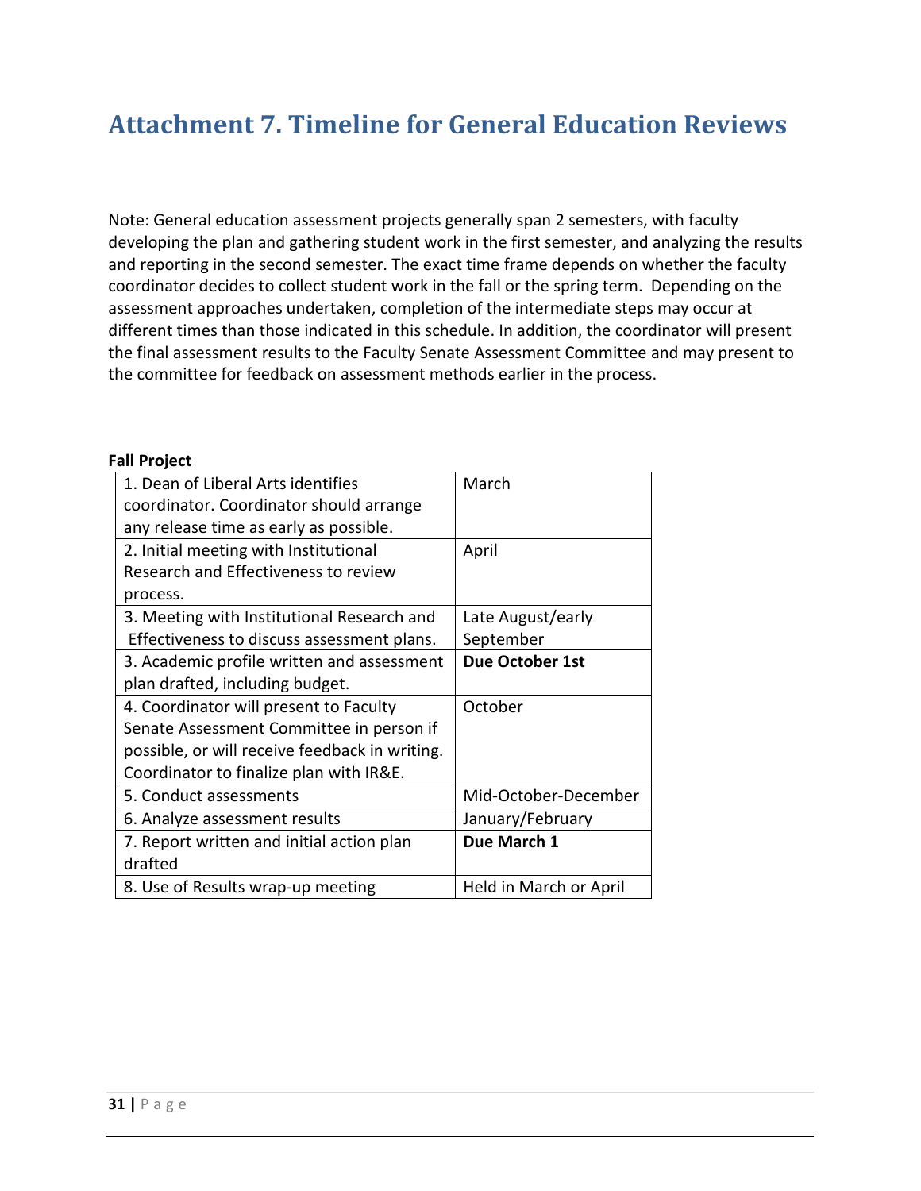# Attachment 7. Timeline for General Education Reviews

Note: General education assessment projects generally span 2 semesters, with faculty developing the plan and gathering student work in the first semester, and analyzing the results and reporting in the second semester. The exact time frame depends on whether the faculty coordinator decides to collect student work in the fall or the spring term. Depending on the assessment approaches undertaken, completion of the intermediate steps may occur at different times than those indicated in this schedule. In addition, the coordinator will present the final assessment results to the Faculty Senate Assessment Committee and may present to the committee for feedback on assessment methods earlier in the process.

**Fall Project**

| | |
|---|---|
| 1. Dean of Liberal Arts identifies coordinator. Coordinator should arrange any release time as early as possible. | March |
| 2. Initial meeting with Institutional Research and Effectiveness to review process. | April |
| 3. Meeting with Institutional Research and Effectiveness to discuss assessment plans. | Late August/early September |
| 3. Academic profile written and assessment plan drafted, including budget. | **Due October 1st** |
| 4. Coordinator will present to Faculty Senate Assessment Committee in person if possible, or will receive feedback in writing. Coordinator to finalize plan with IR&E. | October |
| 5. Conduct assessments | Mid-October-December |
| 6. Analyze assessment results | January/February |
| 7. Report written and initial action plan drafted | **Due March 1** |
| 8. Use of Results wrap-up meeting | Held in March or April |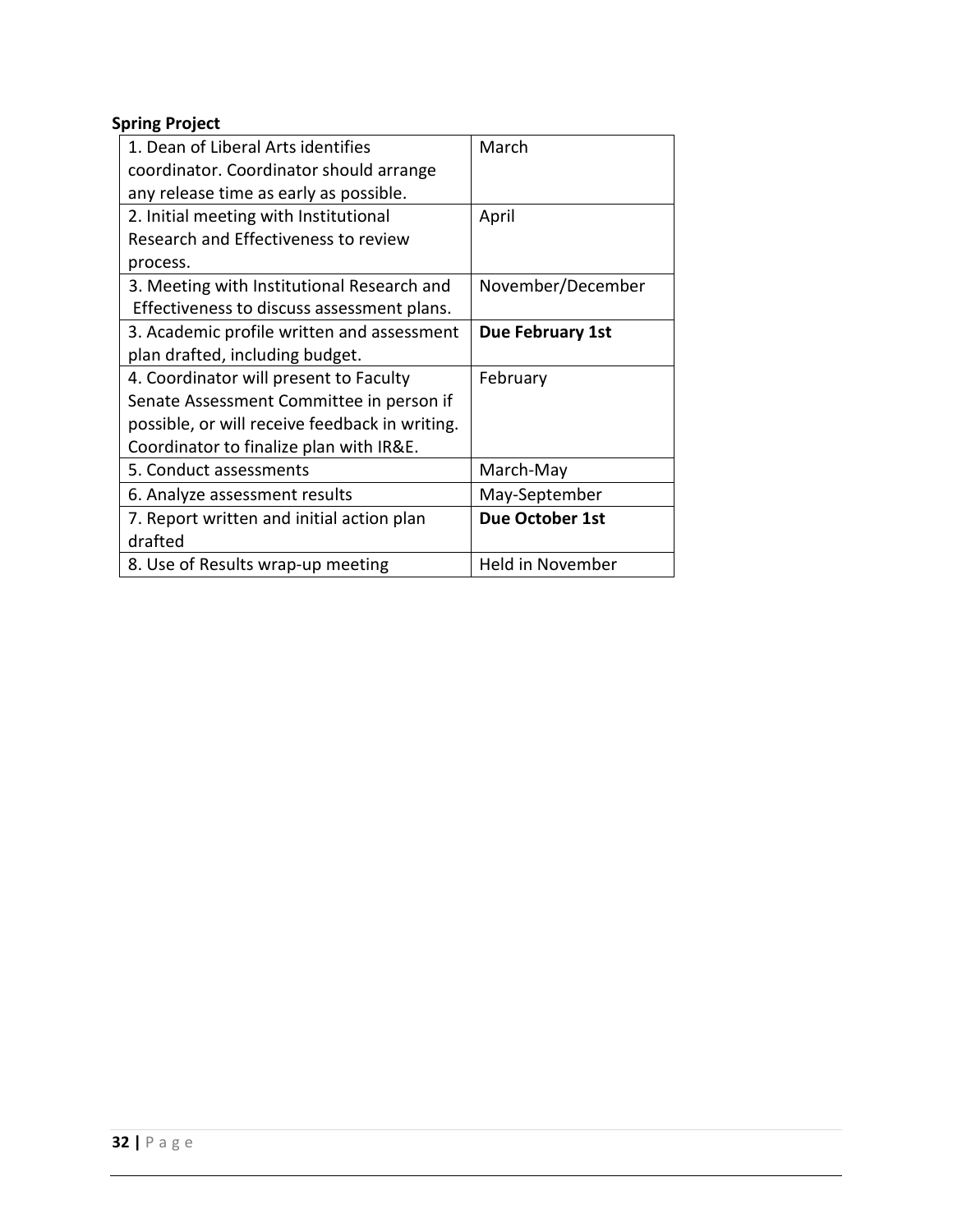**Spring Project**

| | |
|---|---|
| 1. Dean of Liberal Arts identifies coordinator. Coordinator should arrange any release time as early as possible. | March |
| 2. Initial meeting with Institutional Research and Effectiveness to review process. | April |
| 3. Meeting with Institutional Research and Effectiveness to discuss assessment plans. | November/December |
| 3. Academic profile written and assessment plan drafted, including budget. | **Due February 1st** |
| 4. Coordinator will present to Faculty Senate Assessment Committee in person if possible, or will receive feedback in writing. Coordinator to finalize plan with IR&E. | February |
| 5. Conduct assessments | March-May |
| 6. Analyze assessment results | May-September |
| 7. Report written and initial action plan drafted | **Due October 1st** |
| 8. Use of Results wrap-up meeting | Held in November |